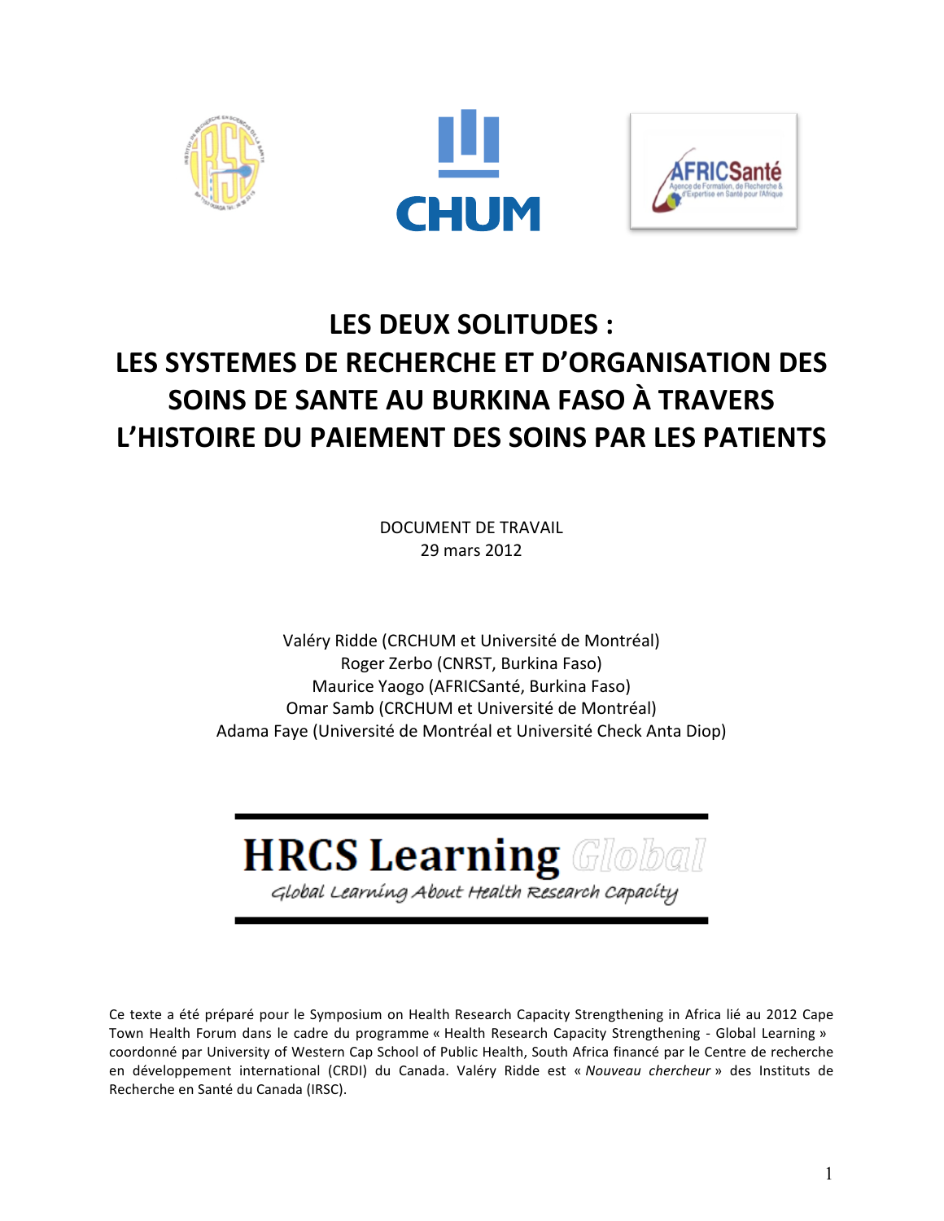# LES DEUX SOLITUDES : LES SYSTEMES DE RECHERCHE ET D'ORGANISATION DES SOINS DE SANTE AU BURKINA FASO À TRAVERS L'HISTOIRE DU PAIEMENT DES SOINS PAR LES PATIENTS

DOCUMENT DE TRAVAIL
29 mars 2012

Valéry Ridde (CRCHUM et Université de Montréal)
Roger Zerbo (CNRST, Burkina Faso)
Maurice Yaogo (AFRICSanté, Burkina Faso)
Omar Samb (CRCHUM et Université de Montréal)
Adama Faye (Université de Montréal et Université Check Anta Diop)

**HRCS Learning** *Global*
*Global Learning About Health Research Capacity*

Ce texte a été préparé pour le Symposium on Health Research Capacity Strengthening in Africa lié au 2012 Cape Town Health Forum dans le cadre du programme « Health Research Capacity Strengthening - Global Learning » coordonné par University of Western Cap School of Public Health, South Africa financé par le Centre de recherche en développement international (CRDI) du Canada. Valéry Ridde est « *Nouveau chercheur* » des Instituts de Recherche en Santé du Canada (IRSC).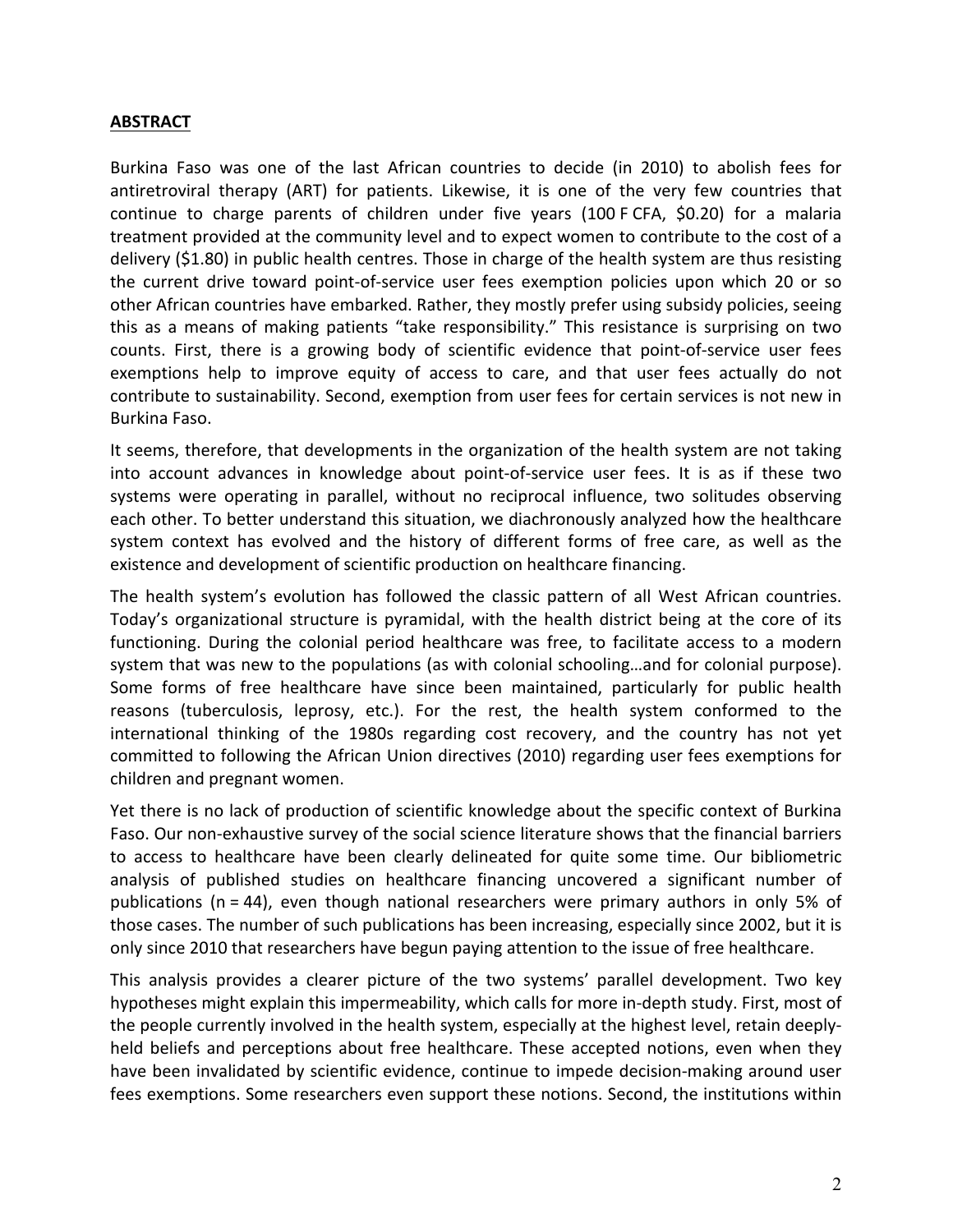## ABSTRACT

Burkina Faso was one of the last African countries to decide (in 2010) to abolish fees for antiretroviral therapy (ART) for patients. Likewise, it is one of the very few countries that continue to charge parents of children under five years (100 F CFA, $0.20) for a malaria treatment provided at the community level and to expect women to contribute to the cost of a delivery ($1.80) in public health centres. Those in charge of the health system are thus resisting the current drive toward point-of-service user fees exemption policies upon which 20 or so other African countries have embarked. Rather, they mostly prefer using subsidy policies, seeing this as a means of making patients "take responsibility." This resistance is surprising on two counts. First, there is a growing body of scientific evidence that point-of-service user fees exemptions help to improve equity of access to care, and that user fees actually do not contribute to sustainability. Second, exemption from user fees for certain services is not new in Burkina Faso.

It seems, therefore, that developments in the organization of the health system are not taking into account advances in knowledge about point-of-service user fees. It is as if these two systems were operating in parallel, without no reciprocal influence, two solitudes observing each other. To better understand this situation, we diachronously analyzed how the healthcare system context has evolved and the history of different forms of free care, as well as the existence and development of scientific production on healthcare financing.

The health system's evolution has followed the classic pattern of all West African countries. Today's organizational structure is pyramidal, with the health district being at the core of its functioning. During the colonial period healthcare was free, to facilitate access to a modern system that was new to the populations (as with colonial schooling…and for colonial purpose). Some forms of free healthcare have since been maintained, particularly for public health reasons (tuberculosis, leprosy, etc.). For the rest, the health system conformed to the international thinking of the 1980s regarding cost recovery, and the country has not yet committed to following the African Union directives (2010) regarding user fees exemptions for children and pregnant women.

Yet there is no lack of production of scientific knowledge about the specific context of Burkina Faso. Our non-exhaustive survey of the social science literature shows that the financial barriers to access to healthcare have been clearly delineated for quite some time. Our bibliometric analysis of published studies on healthcare financing uncovered a significant number of publications (n = 44), even though national researchers were primary authors in only 5% of those cases. The number of such publications has been increasing, especially since 2002, but it is only since 2010 that researchers have begun paying attention to the issue of free healthcare.

This analysis provides a clearer picture of the two systems' parallel development. Two key hypotheses might explain this impermeability, which calls for more in-depth study. First, most of the people currently involved in the health system, especially at the highest level, retain deeply-held beliefs and perceptions about free healthcare. These accepted notions, even when they have been invalidated by scientific evidence, continue to impede decision-making around user fees exemptions. Some researchers even support these notions. Second, the institutions within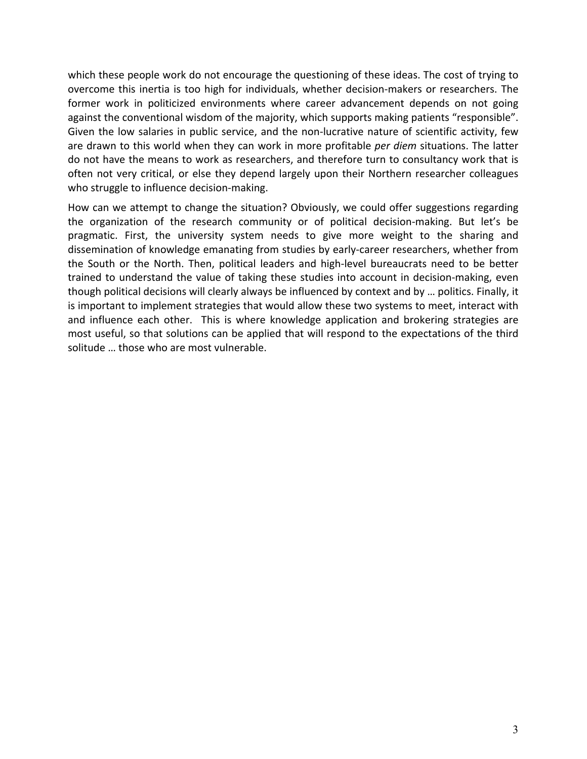which these people work do not encourage the questioning of these ideas. The cost of trying to overcome this inertia is too high for individuals, whether decision-makers or researchers. The former work in politicized environments where career advancement depends on not going against the conventional wisdom of the majority, which supports making patients "responsible". Given the low salaries in public service, and the non-lucrative nature of scientific activity, few are drawn to this world when they can work in more profitable *per diem* situations. The latter do not have the means to work as researchers, and therefore turn to consultancy work that is often not very critical, or else they depend largely upon their Northern researcher colleagues who struggle to influence decision-making.

How can we attempt to change the situation? Obviously, we could offer suggestions regarding the organization of the research community or of political decision-making. But let's be pragmatic. First, the university system needs to give more weight to the sharing and dissemination of knowledge emanating from studies by early-career researchers, whether from the South or the North. Then, political leaders and high-level bureaucrats need to be better trained to understand the value of taking these studies into account in decision-making, even though political decisions will clearly always be influenced by context and by … politics. Finally, it is important to implement strategies that would allow these two systems to meet, interact with and influence each other. This is where knowledge application and brokering strategies are most useful, so that solutions can be applied that will respond to the expectations of the third solitude … those who are most vulnerable.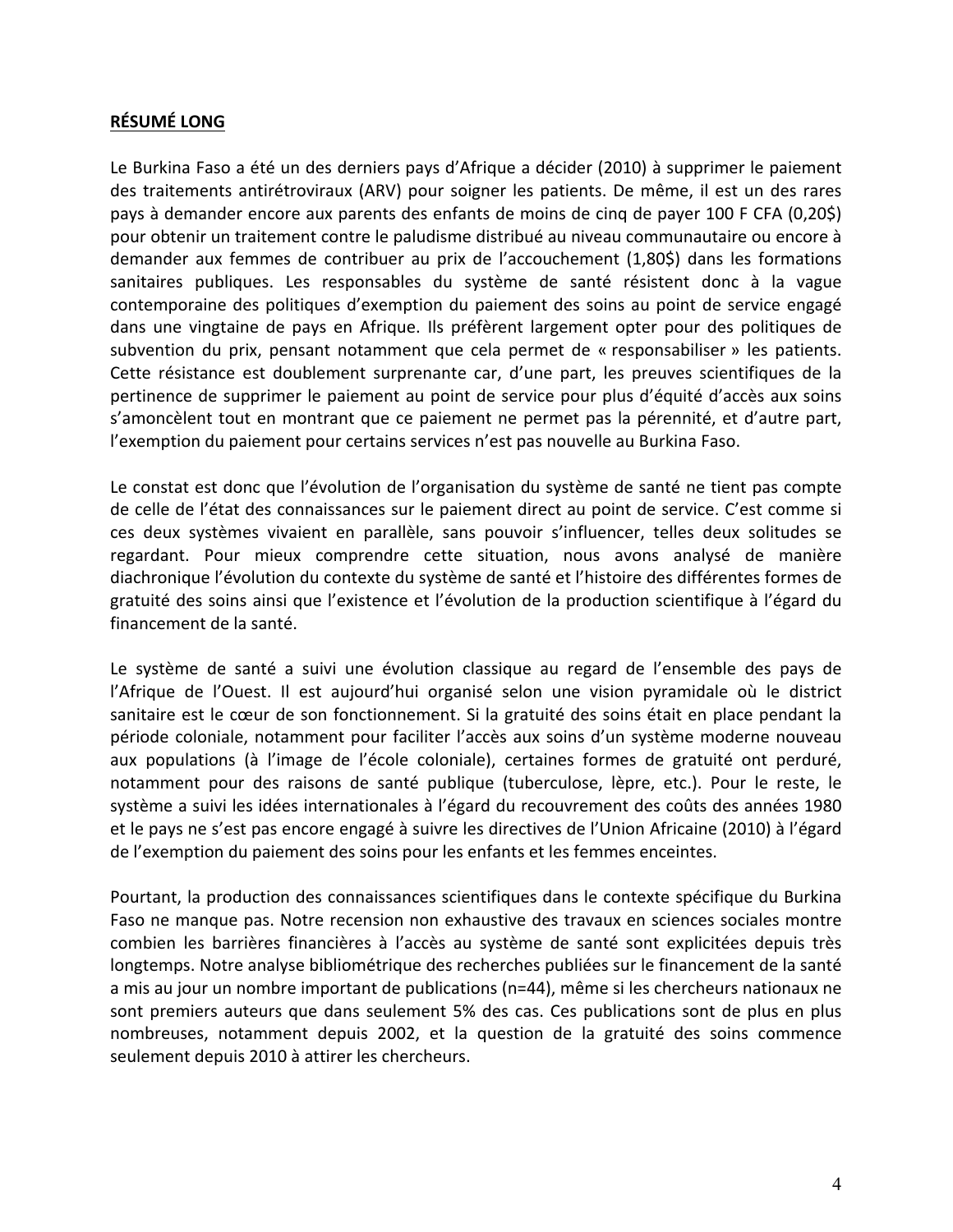**RÉSUMÉ LONG**

Le Burkina Faso a été un des derniers pays d'Afrique a décider (2010) à supprimer le paiement des traitements antirétroviraux (ARV) pour soigner les patients. De même, il est un des rares pays à demander encore aux parents des enfants de moins de cinq de payer 100 F CFA (0,20$) pour obtenir un traitement contre le paludisme distribué au niveau communautaire ou encore à demander aux femmes de contribuer au prix de l'accouchement (1,80$) dans les formations sanitaires publiques. Les responsables du système de santé résistent donc à la vague contemporaine des politiques d'exemption du paiement des soins au point de service engagé dans une vingtaine de pays en Afrique. Ils préfèrent largement opter pour des politiques de subvention du prix, pensant notamment que cela permet de « responsabiliser » les patients. Cette résistance est doublement surprenante car, d'une part, les preuves scientifiques de la pertinence de supprimer le paiement au point de service pour plus d'équité d'accès aux soins s'amoncèlent tout en montrant que ce paiement ne permet pas la pérennité, et d'autre part, l'exemption du paiement pour certains services n'est pas nouvelle au Burkina Faso.

Le constat est donc que l'évolution de l'organisation du système de santé ne tient pas compte de celle de l'état des connaissances sur le paiement direct au point de service. C'est comme si ces deux systèmes vivaient en parallèle, sans pouvoir s'influencer, telles deux solitudes se regardant. Pour mieux comprendre cette situation, nous avons analysé de manière diachronique l'évolution du contexte du système de santé et l'histoire des différentes formes de gratuité des soins ainsi que l'existence et l'évolution de la production scientifique à l'égard du financement de la santé.

Le système de santé a suivi une évolution classique au regard de l'ensemble des pays de l'Afrique de l'Ouest. Il est aujourd'hui organisé selon une vision pyramidale où le district sanitaire est le cœur de son fonctionnement. Si la gratuité des soins était en place pendant la période coloniale, notamment pour faciliter l'accès aux soins d'un système moderne nouveau aux populations (à l'image de l'école coloniale), certaines formes de gratuité ont perduré, notamment pour des raisons de santé publique (tuberculose, lèpre, etc.). Pour le reste, le système a suivi les idées internationales à l'égard du recouvrement des coûts des années 1980 et le pays ne s'est pas encore engagé à suivre les directives de l'Union Africaine (2010) à l'égard de l'exemption du paiement des soins pour les enfants et les femmes enceintes.

Pourtant, la production des connaissances scientifiques dans le contexte spécifique du Burkina Faso ne manque pas. Notre recension non exhaustive des travaux en sciences sociales montre combien les barrières financières à l'accès au système de santé sont explicitées depuis très longtemps. Notre analyse bibliométrique des recherches publiées sur le financement de la santé a mis au jour un nombre important de publications (n=44), même si les chercheurs nationaux ne sont premiers auteurs que dans seulement 5% des cas. Ces publications sont de plus en plus nombreuses, notamment depuis 2002, et la question de la gratuité des soins commence seulement depuis 2010 à attirer les chercheurs.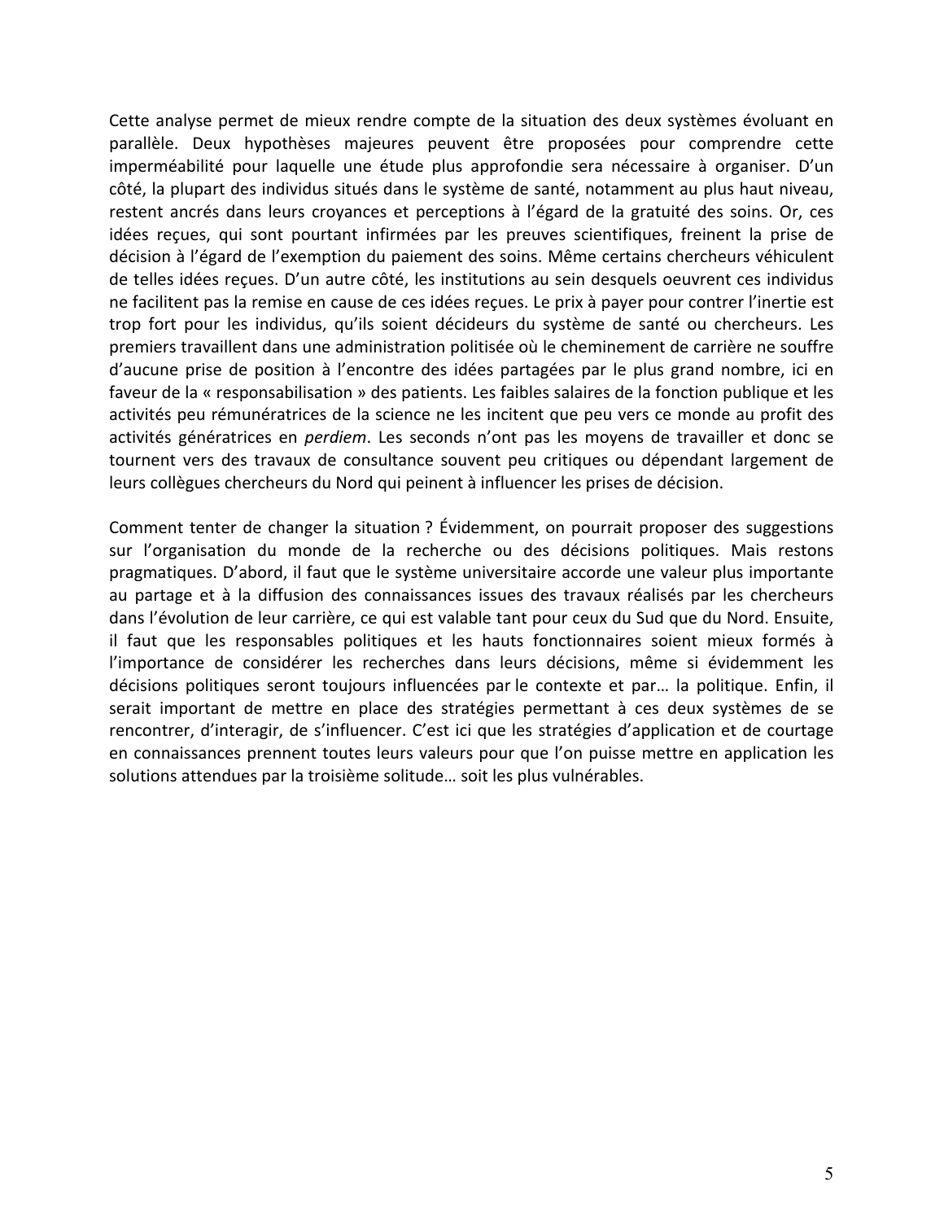Cette analyse permet de mieux rendre compte de la situation des deux systèmes évoluant en parallèle. Deux hypothèses majeures peuvent être proposées pour comprendre cette imperméabilité pour laquelle une étude plus approfondie sera nécessaire à organiser. D'un côté, la plupart des individus situés dans le système de santé, notamment au plus haut niveau, restent ancrés dans leurs croyances et perceptions à l'égard de la gratuité des soins. Or, ces idées reçues, qui sont pourtant infirmées par les preuves scientifiques, freinent la prise de décision à l'égard de l'exemption du paiement des soins. Même certains chercheurs véhiculent de telles idées reçues. D'un autre côté, les institutions au sein desquels oeuvrent ces individus ne facilitent pas la remise en cause de ces idées reçues. Le prix à payer pour contrer l'inertie est trop fort pour les individus, qu'ils soient décideurs du système de santé ou chercheurs. Les premiers travaillent dans une administration politisée où le cheminement de carrière ne souffre d'aucune prise de position à l'encontre des idées partagées par le plus grand nombre, ici en faveur de la « responsabilisation » des patients. Les faibles salaires de la fonction publique et les activités peu rémunératrices de la science ne les incitent que peu vers ce monde au profit des activités génératrices en *perdiem*. Les seconds n'ont pas les moyens de travailler et donc se tournent vers des travaux de consultance souvent peu critiques ou dépendant largement de leurs collègues chercheurs du Nord qui peinent à influencer les prises de décision.

Comment tenter de changer la situation ? Évidemment, on pourrait proposer des suggestions sur l'organisation du monde de la recherche ou des décisions politiques. Mais restons pragmatiques. D'abord, il faut que le système universitaire accorde une valeur plus importante au partage et à la diffusion des connaissances issues des travaux réalisés par les chercheurs dans l'évolution de leur carrière, ce qui est valable tant pour ceux du Sud que du Nord. Ensuite, il faut que les responsables politiques et les hauts fonctionnaires soient mieux formés à l'importance de considérer les recherches dans leurs décisions, même si évidemment les décisions politiques seront toujours influencées par le contexte et par… la politique. Enfin, il serait important de mettre en place des stratégies permettant à ces deux systèmes de se rencontrer, d'interagir, de s'influencer. C'est ici que les stratégies d'application et de courtage en connaissances prennent toutes leurs valeurs pour que l'on puisse mettre en application les solutions attendues par la troisième solitude… soit les plus vulnérables.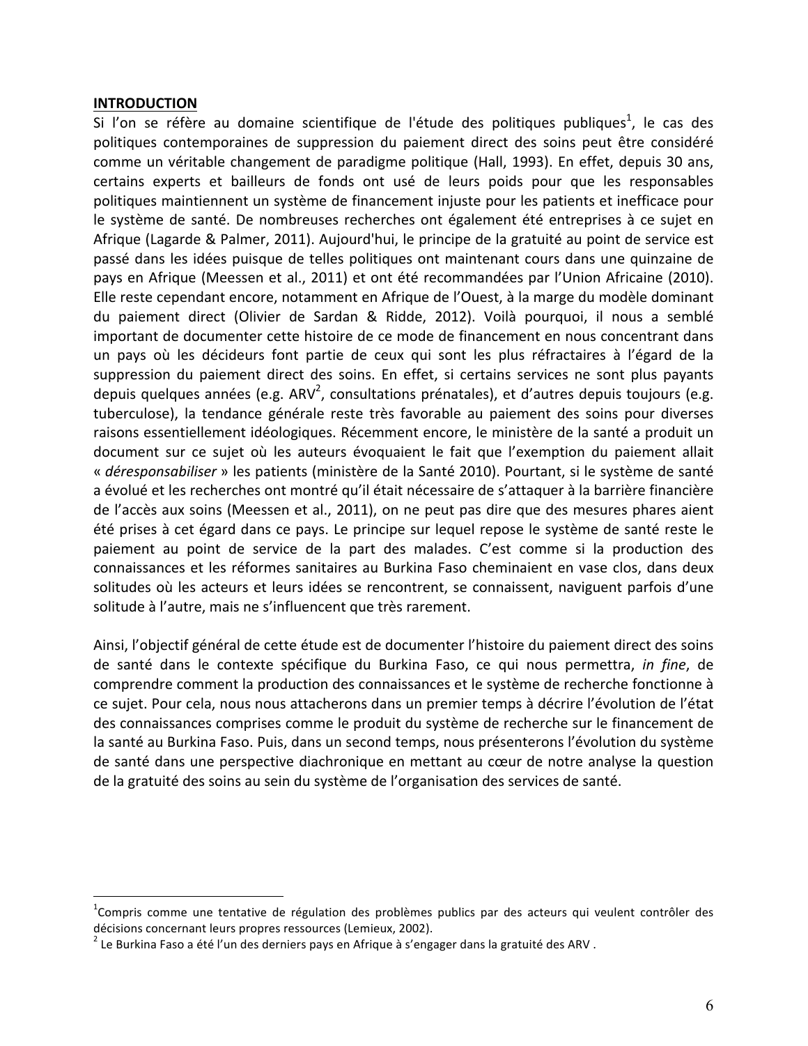**INTRODUCTION**

Si l'on se réfère au domaine scientifique de l'étude des politiques publiques[1], le cas des politiques contemporaines de suppression du paiement direct des soins peut être considéré comme un véritable changement de paradigme politique (Hall, 1993). En effet, depuis 30 ans, certains experts et bailleurs de fonds ont usé de leurs poids pour que les responsables politiques maintiennent un système de financement injuste pour les patients et inefficace pour le système de santé. De nombreuses recherches ont également été entreprises à ce sujet en Afrique (Lagarde & Palmer, 2011). Aujourd'hui, le principe de la gratuité au point de service est passé dans les idées puisque de telles politiques ont maintenant cours dans une quinzaine de pays en Afrique (Meessen et al., 2011) et ont été recommandées par l'Union Africaine (2010). Elle reste cependant encore, notamment en Afrique de l'Ouest, à la marge du modèle dominant du paiement direct (Olivier de Sardan & Ridde, 2012). Voilà pourquoi, il nous a semblé important de documenter cette histoire de ce mode de financement en nous concentrant dans un pays où les décideurs font partie de ceux qui sont les plus réfractaires à l'égard de la suppression du paiement direct des soins. En effet, si certains services ne sont plus payants depuis quelques années (e.g. ARV[2], consultations prénatales), et d'autres depuis toujours (e.g. tuberculose), la tendance générale reste très favorable au paiement des soins pour diverses raisons essentiellement idéologiques. Récemment encore, le ministère de la santé a produit un document sur ce sujet où les auteurs évoquaient le fait que l'exemption du paiement allait « *déresponsabiliser* » les patients (ministère de la Santé 2010). Pourtant, si le système de santé a évolué et les recherches ont montré qu'il était nécessaire de s'attaquer à la barrière financière de l'accès aux soins (Meessen et al., 2011), on ne peut pas dire que des mesures phares aient été prises à cet égard dans ce pays. Le principe sur lequel repose le système de santé reste le paiement au point de service de la part des malades. C'est comme si la production des connaissances et les réformes sanitaires au Burkina Faso cheminaient en vase clos, dans deux solitudes où les acteurs et leurs idées se rencontrent, se connaissent, naviguent parfois d'une solitude à l'autre, mais ne s'influencent que très rarement.

Ainsi, l'objectif général de cette étude est de documenter l'histoire du paiement direct des soins de santé dans le contexte spécifique du Burkina Faso, ce qui nous permettra, *in fine*, de comprendre comment la production des connaissances et le système de recherche fonctionne à ce sujet. Pour cela, nous nous attacherons dans un premier temps à décrire l'évolution de l'état des connaissances comprises comme le produit du système de recherche sur le financement de la santé au Burkina Faso. Puis, dans un second temps, nous présenterons l'évolution du système de santé dans une perspective diachronique en mettant au cœur de notre analyse la question de la gratuité des soins au sein du système de l'organisation des services de santé.

---

[1] Compris comme une tentative de régulation des problèmes publics par des acteurs qui veulent contrôler des décisions concernant leurs propres ressources (Lemieux, 2002).

[2] Le Burkina Faso a été l'un des derniers pays en Afrique à s'engager dans la gratuité des ARV .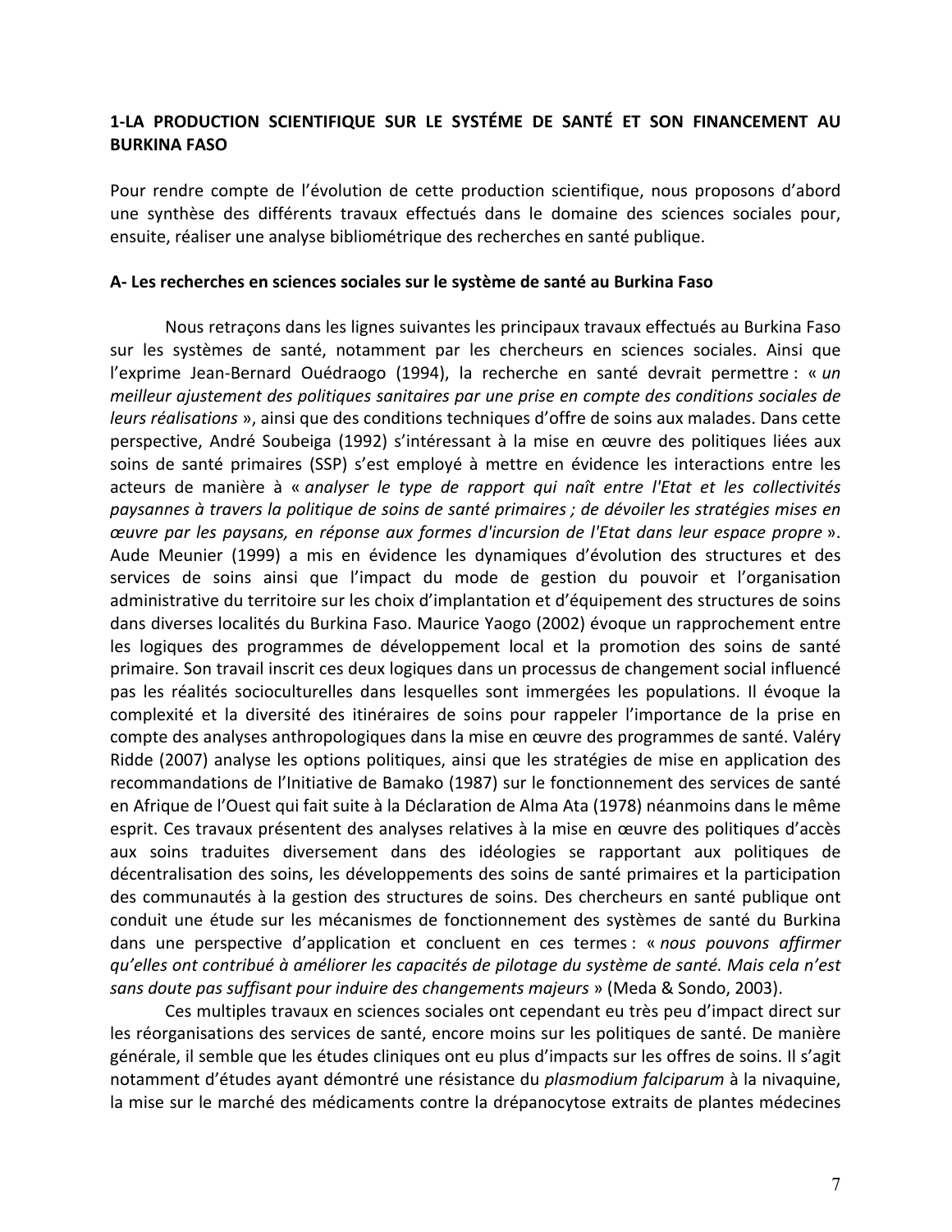## 1-LA PRODUCTION SCIENTIFIQUE SUR LE SYSTÉME DE SANTÉ ET SON FINANCEMENT AU BURKINA FASO

Pour rendre compte de l'évolution de cette production scientifique, nous proposons d'abord une synthèse des différents travaux effectués dans le domaine des sciences sociales pour, ensuite, réaliser une analyse bibliométrique des recherches en santé publique.

### A- Les recherches en sciences sociales sur le système de santé au Burkina Faso

Nous retraçons dans les lignes suivantes les principaux travaux effectués au Burkina Faso sur les systèmes de santé, notamment par les chercheurs en sciences sociales. Ainsi que l'exprime Jean-Bernard Ouédraogo (1994), la recherche en santé devrait permettre : « *un meilleur ajustement des politiques sanitaires par une prise en compte des conditions sociales de leurs réalisations* », ainsi que des conditions techniques d'offre de soins aux malades. Dans cette perspective, André Soubeiga (1992) s'intéressant à la mise en œuvre des politiques liées aux soins de santé primaires (SSP) s'est employé à mettre en évidence les interactions entre les acteurs de manière à « *analyser le type de rapport qui naît entre l'Etat et les collectivités paysannes à travers la politique de soins de santé primaires ; de dévoiler les stratégies mises en œuvre par les paysans, en réponse aux formes d'incursion de l'Etat dans leur espace propre* ». Aude Meunier (1999) a mis en évidence les dynamiques d'évolution des structures et des services de soins ainsi que l'impact du mode de gestion du pouvoir et l'organisation administrative du territoire sur les choix d'implantation et d'équipement des structures de soins dans diverses localités du Burkina Faso. Maurice Yaogo (2002) évoque un rapprochement entre les logiques des programmes de développement local et la promotion des soins de santé primaire. Son travail inscrit ces deux logiques dans un processus de changement social influencé pas les réalités socioculturelles dans lesquelles sont immergées les populations. Il évoque la complexité et la diversité des itinéraires de soins pour rappeler l'importance de la prise en compte des analyses anthropologiques dans la mise en œuvre des programmes de santé. Valéry Ridde (2007) analyse les options politiques, ainsi que les stratégies de mise en application des recommandations de l'Initiative de Bamako (1987) sur le fonctionnement des services de santé en Afrique de l'Ouest qui fait suite à la Déclaration de Alma Ata (1978) néanmoins dans le même esprit. Ces travaux présentent des analyses relatives à la mise en œuvre des politiques d'accès aux soins traduites diversement dans des idéologies se rapportant aux politiques de décentralisation des soins, les développements des soins de santé primaires et la participation des communautés à la gestion des structures de soins. Des chercheurs en santé publique ont conduit une étude sur les mécanismes de fonctionnement des systèmes de santé du Burkina dans une perspective d'application et concluent en ces termes : « *nous pouvons affirmer qu'elles ont contribué à améliorer les capacités de pilotage du système de santé. Mais cela n'est sans doute pas suffisant pour induire des changements majeurs* » (Meda & Sondo, 2003).

Ces multiples travaux en sciences sociales ont cependant eu très peu d'impact direct sur les réorganisations des services de santé, encore moins sur les politiques de santé. De manière générale, il semble que les études cliniques ont eu plus d'impacts sur les offres de soins. Il s'agit notamment d'études ayant démontré une résistance du *plasmodium falciparum* à la nivaquine, la mise sur le marché des médicaments contre la drépanocytose extraits de plantes médecines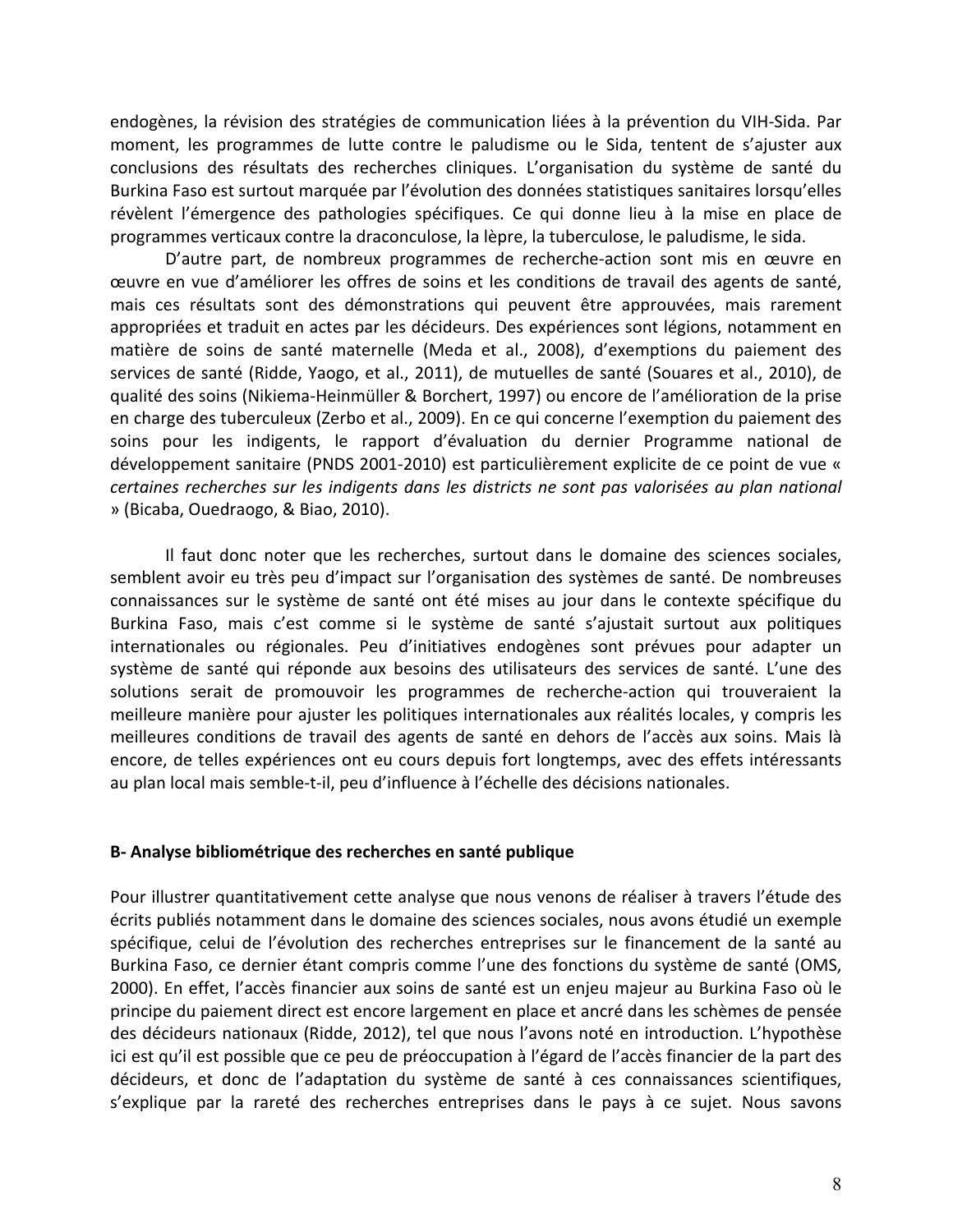endogènes, la révision des stratégies de communication liées à la prévention du VIH-Sida. Par moment, les programmes de lutte contre le paludisme ou le Sida, tentent de s'ajuster aux conclusions des résultats des recherches cliniques. L'organisation du système de santé du Burkina Faso est surtout marquée par l'évolution des données statistiques sanitaires lorsqu'elles révèlent l'émergence des pathologies spécifiques. Ce qui donne lieu à la mise en place de programmes verticaux contre la draconculose, la lèpre, la tuberculose, le paludisme, le sida.

D'autre part, de nombreux programmes de recherche-action sont mis en œuvre en œuvre en vue d'améliorer les offres de soins et les conditions de travail des agents de santé, mais ces résultats sont des démonstrations qui peuvent être approuvées, mais rarement appropriées et traduit en actes par les décideurs. Des expériences sont légions, notamment en matière de soins de santé maternelle (Meda et al., 2008), d'exemptions du paiement des services de santé (Ridde, Yaogo, et al., 2011), de mutuelles de santé (Souares et al., 2010), de qualité des soins (Nikiema-Heinmüller & Borchert, 1997) ou encore de l'amélioration de la prise en charge des tuberculeux (Zerbo et al., 2009). En ce qui concerne l'exemption du paiement des soins pour les indigents, le rapport d'évaluation du dernier Programme national de développement sanitaire (PNDS 2001-2010) est particulièrement explicite de ce point de vue « *certaines recherches sur les indigents dans les districts ne sont pas valorisées au plan national* » (Bicaba, Ouedraogo, & Biao, 2010).

Il faut donc noter que les recherches, surtout dans le domaine des sciences sociales, semblent avoir eu très peu d'impact sur l'organisation des systèmes de santé. De nombreuses connaissances sur le système de santé ont été mises au jour dans le contexte spécifique du Burkina Faso, mais c'est comme si le système de santé s'ajustait surtout aux politiques internationales ou régionales. Peu d'initiatives endogènes sont prévues pour adapter un système de santé qui réponde aux besoins des utilisateurs des services de santé. L'une des solutions serait de promouvoir les programmes de recherche-action qui trouveraient la meilleure manière pour ajuster les politiques internationales aux réalités locales, y compris les meilleures conditions de travail des agents de santé en dehors de l'accès aux soins. Mais là encore, de telles expériences ont eu cours depuis fort longtemps, avec des effets intéressants au plan local mais semble-t-il, peu d'influence à l'échelle des décisions nationales.

## B- Analyse bibliométrique des recherches en santé publique

Pour illustrer quantitativement cette analyse que nous venons de réaliser à travers l'étude des écrits publiés notamment dans le domaine des sciences sociales, nous avons étudié un exemple spécifique, celui de l'évolution des recherches entreprises sur le financement de la santé au Burkina Faso, ce dernier étant compris comme l'une des fonctions du système de santé (OMS, 2000). En effet, l'accès financier aux soins de santé est un enjeu majeur au Burkina Faso où le principe du paiement direct est encore largement en place et ancré dans les schèmes de pensée des décideurs nationaux (Ridde, 2012), tel que nous l'avons noté en introduction. L'hypothèse ici est qu'il est possible que ce peu de préoccupation à l'égard de l'accès financier de la part des décideurs, et donc de l'adaptation du système de santé à ces connaissances scientifiques, s'explique par la rareté des recherches entreprises dans le pays à ce sujet. Nous savons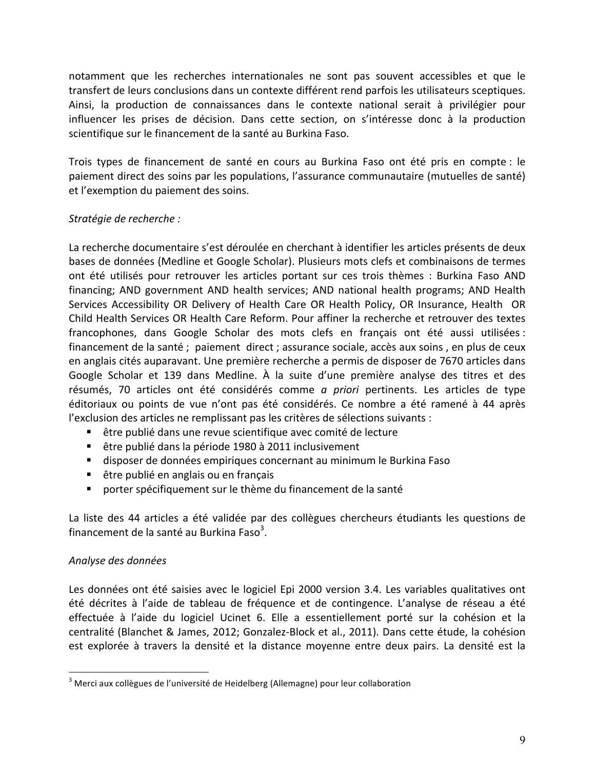notamment que les recherches internationales ne sont pas souvent accessibles et que le transfert de leurs conclusions dans un contexte différent rend parfois les utilisateurs sceptiques. Ainsi, la production de connaissances dans le contexte national serait à privilégier pour influencer les prises de décision. Dans cette section, on s'intéresse donc à la production scientifique sur le financement de la santé au Burkina Faso.

Trois types de financement de santé en cours au Burkina Faso ont été pris en compte : le paiement direct des soins par les populations, l'assurance communautaire (mutuelles de santé) et l'exemption du paiement des soins.

*Stratégie de recherche :*

La recherche documentaire s'est déroulée en cherchant à identifier les articles présents de deux bases de données (Medline et Google Scholar). Plusieurs mots clefs et combinaisons de termes ont été utilisés pour retrouver les articles portant sur ces trois thèmes : Burkina Faso AND financing; AND government AND health services; AND national health programs; AND Health Services Accessibility OR Delivery of Health Care OR Health Policy, OR Insurance, Health OR Child Health Services OR Health Care Reform. Pour affiner la recherche et retrouver des textes francophones, dans Google Scholar des mots clefs en français ont été aussi utilisées : financement de la santé ; paiement direct ; assurance sociale, accès aux soins , en plus de ceux en anglais cités auparavant. Une première recherche a permis de disposer de 7670 articles dans Google Scholar et 139 dans Medline. À la suite d'une première analyse des titres et des résumés, 70 articles ont été considérés comme *a priori* pertinents. Les articles de type éditoriaux ou points de vue n'ont pas été considérés. Ce nombre a été ramené à 44 après l'exclusion des articles ne remplissant pas les critères de sélections suivants :

- être publié dans une revue scientifique avec comité de lecture
- être publié dans la période 1980 à 2011 inclusivement
- disposer de données empiriques concernant au minimum le Burkina Faso
- être publié en anglais ou en français
- porter spécifiquement sur le thème du financement de la santé

La liste des 44 articles a été validée par des collègues chercheurs étudiants les questions de financement de la santé au Burkina Faso[3].

*Analyse des données*

Les données ont été saisies avec le logiciel Epi 2000 version 3.4. Les variables qualitatives ont été décrites à l'aide de tableau de fréquence et de contingence. L'analyse de réseau a été effectuée à l'aide du logiciel Ucinet 6. Elle a essentiellement porté sur la cohésion et la centralité (Blanchet & James, 2012; Gonzalez-Block et al., 2011). Dans cette étude, la cohésion est explorée à travers la densité et la distance moyenne entre deux pairs. La densité est la

[3] Merci aux collègues de l'université de Heidelberg (Allemagne) pour leur collaboration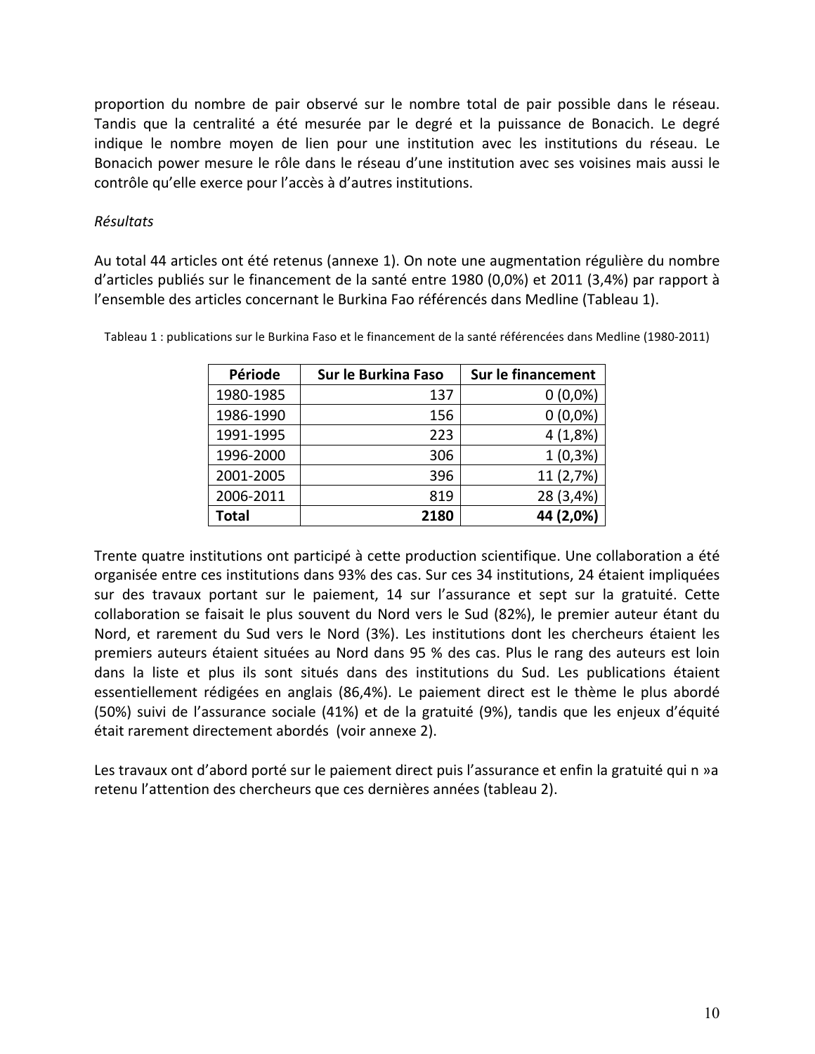proportion du nombre de pair observé sur le nombre total de pair possible dans le réseau. Tandis que la centralité a été mesurée par le degré et la puissance de Bonacich. Le degré indique le nombre moyen de lien pour une institution avec les institutions du réseau. Le Bonacich power mesure le rôle dans le réseau d'une institution avec ses voisines mais aussi le contrôle qu'elle exerce pour l'accès à d'autres institutions.

*Résultats*

Au total 44 articles ont été retenus (annexe 1). On note une augmentation régulière du nombre d'articles publiés sur le financement de la santé entre 1980 (0,0%) et 2011 (3,4%) par rapport à l'ensemble des articles concernant le Burkina Fao référencés dans Medline (Tableau 1).

Tableau 1 : publications sur le Burkina Faso et le financement de la santé référencées dans Medline (1980-2011)

| Période | Sur le Burkina Faso | Sur le financement |
|---|---:|---:|
| 1980-1985 | 137 | 0 (0,0%) |
| 1986-1990 | 156 | 0 (0,0%) |
| 1991-1995 | 223 | 4 (1,8%) |
| 1996-2000 | 306 | 1 (0,3%) |
| 2001-2005 | 396 | 11 (2,7%) |
| 2006-2011 | 819 | 28 (3,4%) |
| **Total** | **2180** | **44 (2,0%)** |

Trente quatre institutions ont participé à cette production scientifique. Une collaboration a été organisée entre ces institutions dans 93% des cas. Sur ces 34 institutions, 24 étaient impliquées sur des travaux portant sur le paiement, 14 sur l'assurance et sept sur la gratuité. Cette collaboration se faisait le plus souvent du Nord vers le Sud (82%), le premier auteur étant du Nord, et rarement du Sud vers le Nord (3%). Les institutions dont les chercheurs étaient les premiers auteurs étaient situées au Nord dans 95 % des cas. Plus le rang des auteurs est loin dans la liste et plus ils sont situés dans des institutions du Sud. Les publications étaient essentiellement rédigées en anglais (86,4%). Le paiement direct est le thème le plus abordé (50%) suivi de l'assurance sociale (41%) et de la gratuité (9%), tandis que les enjeux d'équité était rarement directement abordés (voir annexe 2).

Les travaux ont d'abord porté sur le paiement direct puis l'assurance et enfin la gratuité qui n »a retenu l'attention des chercheurs que ces dernières années (tableau 2).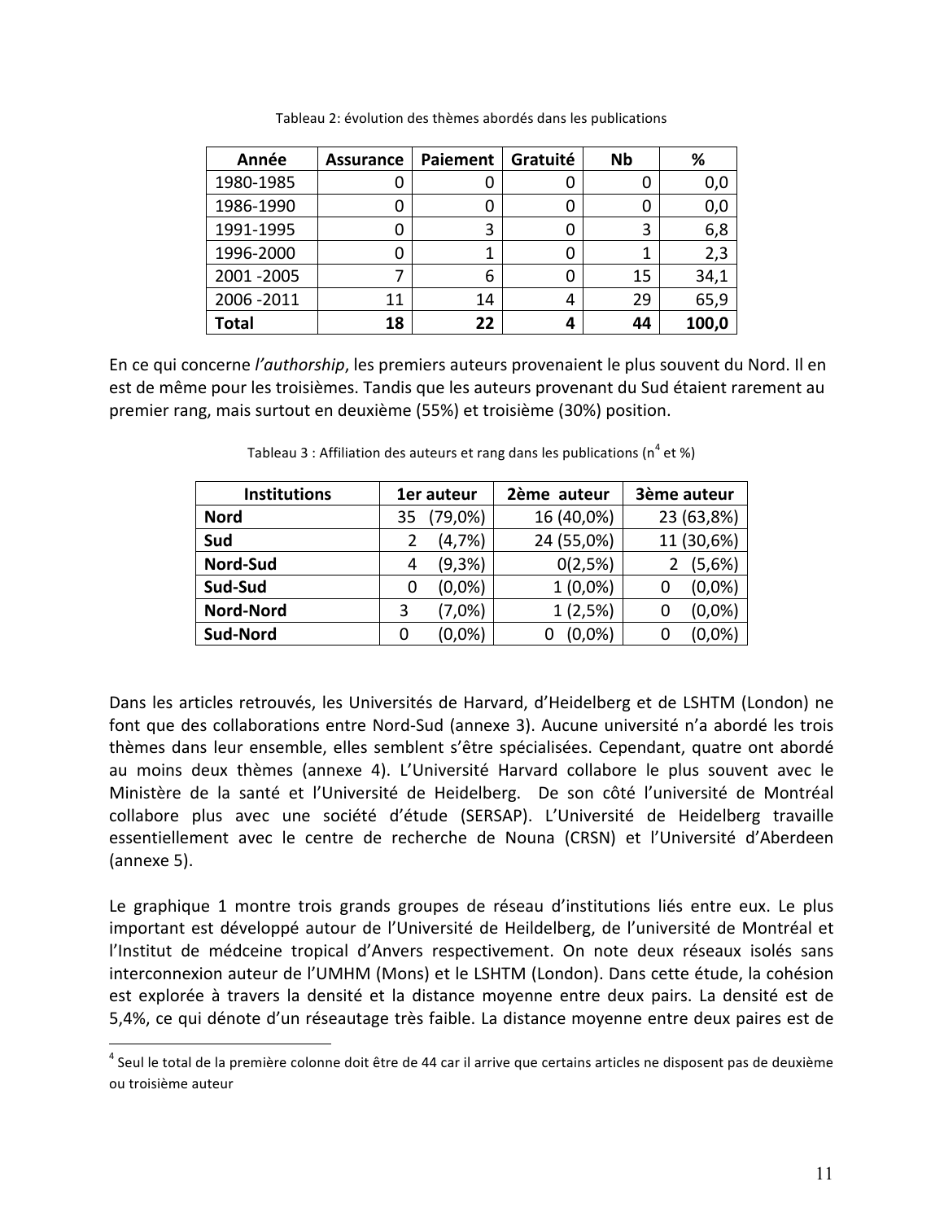Tableau 2: évolution des thèmes abordés dans les publications

| Année | Assurance | Paiement | Gratuité | Nb | % |
|---|---|---|---|---|---|
| 1980-1985 | 0 | 0 | 0 | 0 | 0,0 |
| 1986-1990 | 0 | 0 | 0 | 0 | 0,0 |
| 1991-1995 | 0 | 3 | 0 | 3 | 6,8 |
| 1996-2000 | 0 | 1 | 0 | 1 | 2,3 |
| 2001 -2005 | 7 | 6 | 0 | 15 | 34,1 |
| 2006 -2011 | 11 | 14 | 4 | 29 | 65,9 |
| **Total** | **18** | **22** | **4** | **44** | **100,0** |

En ce qui concerne *l'authorship*, les premiers auteurs provenaient le plus souvent du Nord. Il en est de même pour les troisièmes. Tandis que les auteurs provenant du Sud étaient rarement au premier rang, mais surtout en deuxième (55%) et troisième (30%) position.

Tableau 3 : Affiliation des auteurs et rang dans les publications (n[4] et %)

| Institutions | 1er auteur | 2ème auteur | 3ème auteur |
|---|---|---|---|
| **Nord** | 35 (79,0%) | 16 (40,0%) | 23 (63,8%) |
| **Sud** | 2 (4,7%) | 24 (55,0%) | 11 (30,6%) |
| **Nord-Sud** | 4 (9,3%) | 0(2,5%) | 2 (5,6%) |
| **Sud-Sud** | 0 (0,0%) | 1 (0,0%) | 0 (0,0%) |
| **Nord-Nord** | 3 (7,0%) | 1 (2,5%) | 0 (0,0%) |
| **Sud-Nord** | 0 (0,0%) | 0 (0,0%) | 0 (0,0%) |

Dans les articles retrouvés, les Universités de Harvard, d'Heidelberg et de LSHTM (London) ne font que des collaborations entre Nord-Sud (annexe 3). Aucune université n'a abordé les trois thèmes dans leur ensemble, elles semblent s'être spécialisées. Cependant, quatre ont abordé au moins deux thèmes (annexe 4). L'Université Harvard collabore le plus souvent avec le Ministère de la santé et l'Université de Heidelberg. De son côté l'université de Montréal collabore plus avec une société d'étude (SERSAP). L'Université de Heidelberg travaille essentiellement avec le centre de recherche de Nouna (CRSN) et l'Université d'Aberdeen (annexe 5).

Le graphique 1 montre trois grands groupes de réseau d'institutions liés entre eux. Le plus important est développé autour de l'Université de Heildelberg, de l'université de Montréal et l'Institut de médceine tropical d'Anvers respectivement. On note deux réseaux isolés sans interconnexion auteur de l'UMHM (Mons) et le LSHTM (London). Dans cette étude, la cohésion est explorée à travers la densité et la distance moyenne entre deux pairs. La densité est de 5,4%, ce qui dénote d'un réseautage très faible. La distance moyenne entre deux paires est de

[4] Seul le total de la première colonne doit être de 44 car il arrive que certains articles ne disposent pas de deuxième ou troisième auteur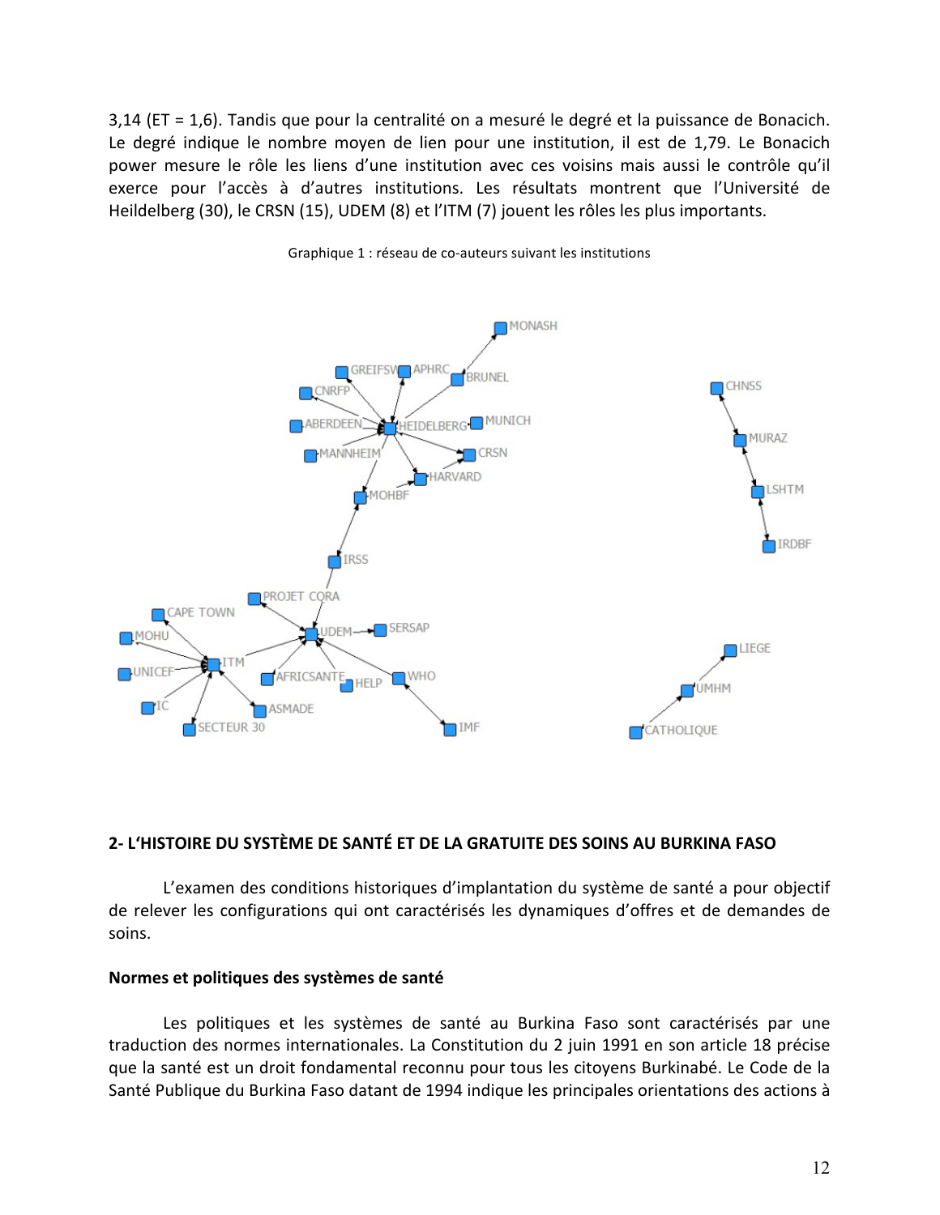3,14 (ET = 1,6). Tandis que pour la centralité on a mesuré le degré et la puissance de Bonacich. Le degré indique le nombre moyen de lien pour une institution, il est de 1,79. Le Bonacich power mesure le rôle les liens d'une institution avec ces voisins mais aussi le contrôle qu'il exerce pour l'accès à d'autres institutions. Les résultats montrent que l'Université de Heildelberg (30), le CRSN (15), UDEM (8) et l'ITM (7) jouent les rôles les plus importants.

Graphique 1 : réseau de co-auteurs suivant les institutions

## 2- L'HISTOIRE DU SYSTÈME DE SANTÉ ET DE LA GRATUITE DES SOINS AU BURKINA FASO

L'examen des conditions historiques d'implantation du système de santé a pour objectif de relever les configurations qui ont caractérisés les dynamiques d'offres et de demandes de soins.

**Normes et politiques des systèmes de santé**

Les politiques et les systèmes de santé au Burkina Faso sont caractérisés par une traduction des normes internationales. La Constitution du 2 juin 1991 en son article 18 précise que la santé est un droit fondamental reconnu pour tous les citoyens Burkinabé. Le Code de la Santé Publique du Burkina Faso datant de 1994 indique les principales orientations des actions à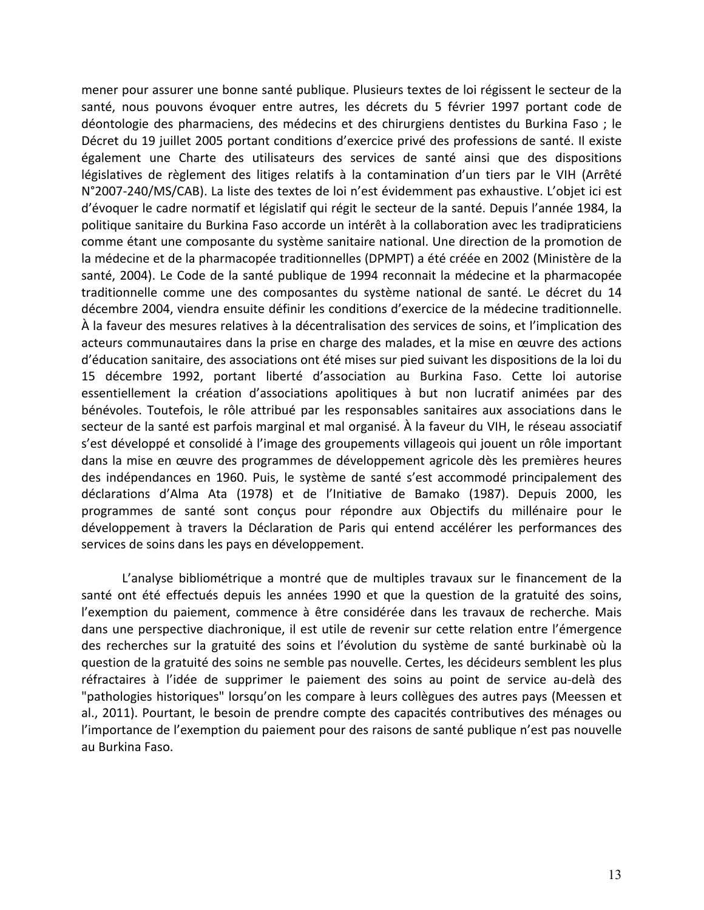mener pour assurer une bonne santé publique. Plusieurs textes de loi régissent le secteur de la santé, nous pouvons évoquer entre autres, les décrets du 5 février 1997 portant code de déontologie des pharmaciens, des médecins et des chirurgiens dentistes du Burkina Faso ; le Décret du 19 juillet 2005 portant conditions d'exercice privé des professions de santé. Il existe également une Charte des utilisateurs des services de santé ainsi que des dispositions législatives de règlement des litiges relatifs à la contamination d'un tiers par le VIH (Arrêté N°2007-240/MS/CAB). La liste des textes de loi n'est évidemment pas exhaustive. L'objet ici est d'évoquer le cadre normatif et législatif qui régit le secteur de la santé. Depuis l'année 1984, la politique sanitaire du Burkina Faso accorde un intérêt à la collaboration avec les tradipraticiens comme étant une composante du système sanitaire national. Une direction de la promotion de la médecine et de la pharmacopée traditionnelles (DPMPT) a été créée en 2002 (Ministère de la santé, 2004). Le Code de la santé publique de 1994 reconnait la médecine et la pharmacopée traditionnelle comme une des composantes du système national de santé. Le décret du 14 décembre 2004, viendra ensuite définir les conditions d'exercice de la médecine traditionnelle. À la faveur des mesures relatives à la décentralisation des services de soins, et l'implication des acteurs communautaires dans la prise en charge des malades, et la mise en œuvre des actions d'éducation sanitaire, des associations ont été mises sur pied suivant les dispositions de la loi du 15 décembre 1992, portant liberté d'association au Burkina Faso. Cette loi autorise essentiellement la création d'associations apolitiques à but non lucratif animées par des bénévoles. Toutefois, le rôle attribué par les responsables sanitaires aux associations dans le secteur de la santé est parfois marginal et mal organisé. À la faveur du VIH, le réseau associatif s'est développé et consolidé à l'image des groupements villageois qui jouent un rôle important dans la mise en œuvre des programmes de développement agricole dès les premières heures des indépendances en 1960. Puis, le système de santé s'est accommodé principalement des déclarations d'Alma Ata (1978) et de l'Initiative de Bamako (1987). Depuis 2000, les programmes de santé sont conçus pour répondre aux Objectifs du millénaire pour le développement à travers la Déclaration de Paris qui entend accélérer les performances des services de soins dans les pays en développement.

L'analyse bibliométrique a montré que de multiples travaux sur le financement de la santé ont été effectués depuis les années 1990 et que la question de la gratuité des soins, l'exemption du paiement, commence à être considérée dans les travaux de recherche. Mais dans une perspective diachronique, il est utile de revenir sur cette relation entre l'émergence des recherches sur la gratuité des soins et l'évolution du système de santé burkinabè où la question de la gratuité des soins ne semble pas nouvelle. Certes, les décideurs semblent les plus réfractaires à l'idée de supprimer le paiement des soins au point de service au-delà des "pathologies historiques" lorsqu'on les compare à leurs collègues des autres pays (Meessen et al., 2011). Pourtant, le besoin de prendre compte des capacités contributives des ménages ou l'importance de l'exemption du paiement pour des raisons de santé publique n'est pas nouvelle au Burkina Faso.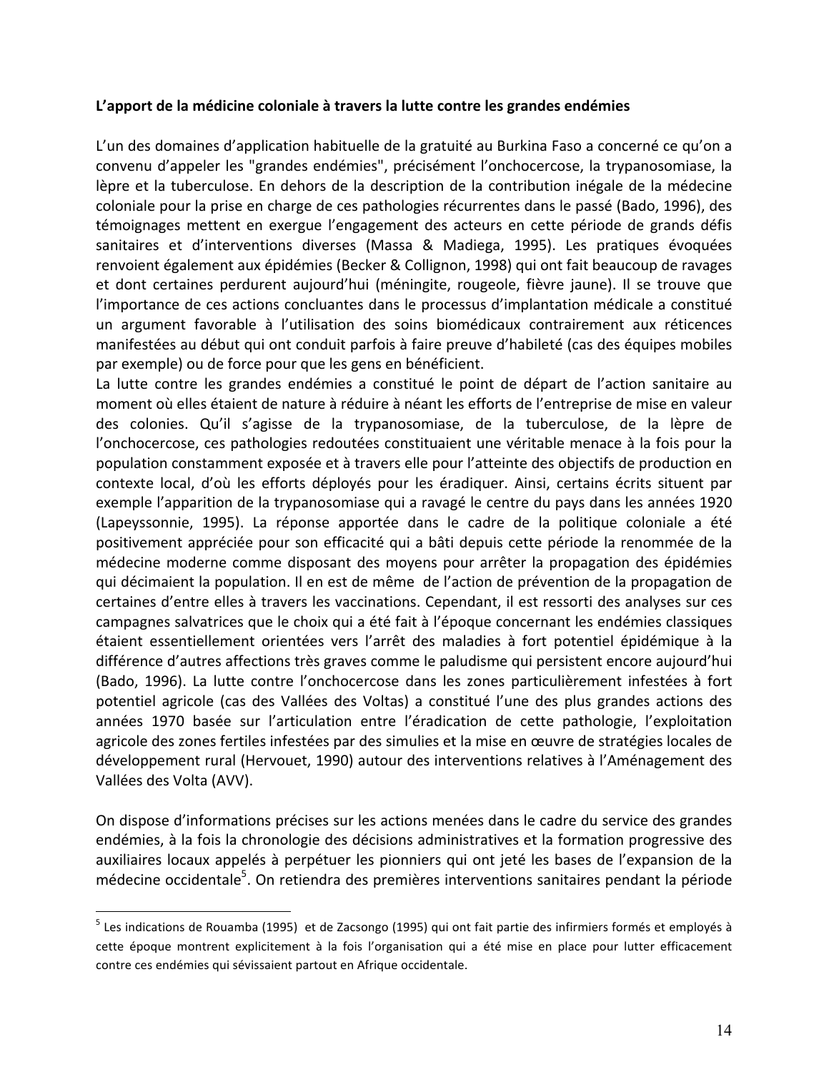**L'apport de la médicine coloniale à travers la lutte contre les grandes endémies**

L'un des domaines d'application habituelle de la gratuité au Burkina Faso a concerné ce qu'on a convenu d'appeler les "grandes endémies", précisément l'onchocercose, la trypanosomiase, la lèpre et la tuberculose. En dehors de la description de la contribution inégale de la médecine coloniale pour la prise en charge de ces pathologies récurrentes dans le passé (Bado, 1996), des témoignages mettent en exergue l'engagement des acteurs en cette période de grands défis sanitaires et d'interventions diverses (Massa & Madiega, 1995). Les pratiques évoquées renvoient également aux épidémies (Becker & Collignon, 1998) qui ont fait beaucoup de ravages et dont certaines perdurent aujourd'hui (méningite, rougeole, fièvre jaune). Il se trouve que l'importance de ces actions concluantes dans le processus d'implantation médicale a constitué un argument favorable à l'utilisation des soins biomédicaux contrairement aux réticences manifestées au début qui ont conduit parfois à faire preuve d'habileté (cas des équipes mobiles par exemple) ou de force pour que les gens en bénéficient.
La lutte contre les grandes endémies a constitué le point de départ de l'action sanitaire au moment où elles étaient de nature à réduire à néant les efforts de l'entreprise de mise en valeur des colonies. Qu'il s'agisse de la trypanosomiase, de la tuberculose, de la lèpre de l'onchocercose, ces pathologies redoutées constituaient une véritable menace à la fois pour la population constamment exposée et à travers elle pour l'atteinte des objectifs de production en contexte local, d'où les efforts déployés pour les éradiquer. Ainsi, certains écrits situent par exemple l'apparition de la trypanosomiase qui a ravagé le centre du pays dans les années 1920 (Lapeyssonnie, 1995). La réponse apportée dans le cadre de la politique coloniale a été positivement appréciée pour son efficacité qui a bâti depuis cette période la renommée de la médecine moderne comme disposant des moyens pour arrêter la propagation des épidémies qui décimaient la population. Il en est de même de l'action de prévention de la propagation de certaines d'entre elles à travers les vaccinations. Cependant, il est ressorti des analyses sur ces campagnes salvatrices que le choix qui a été fait à l'époque concernant les endémies classiques étaient essentiellement orientées vers l'arrêt des maladies à fort potentiel épidémique à la différence d'autres affections très graves comme le paludisme qui persistent encore aujourd'hui (Bado, 1996). La lutte contre l'onchocercose dans les zones particulièrement infestées à fort potentiel agricole (cas des Vallées des Voltas) a constitué l'une des plus grandes actions des années 1970 basée sur l'articulation entre l'éradication de cette pathologie, l'exploitation agricole des zones fertiles infestées par des simulies et la mise en œuvre de stratégies locales de développement rural (Hervouet, 1990) autour des interventions relatives à l'Aménagement des Vallées des Volta (AVV).

On dispose d'informations précises sur les actions menées dans le cadre du service des grandes endémies, à la fois la chronologie des décisions administratives et la formation progressive des auxiliaires locaux appelés à perpétuer les pionniers qui ont jeté les bases de l'expansion de la médecine occidentale[5]. On retiendra des premières interventions sanitaires pendant la période

[5] Les indications de Rouamba (1995) et de Zacsongo (1995) qui ont fait partie des infirmiers formés et employés à cette époque montrent explicitement à la fois l'organisation qui a été mise en place pour lutter efficacement contre ces endémies qui sévissaient partout en Afrique occidentale.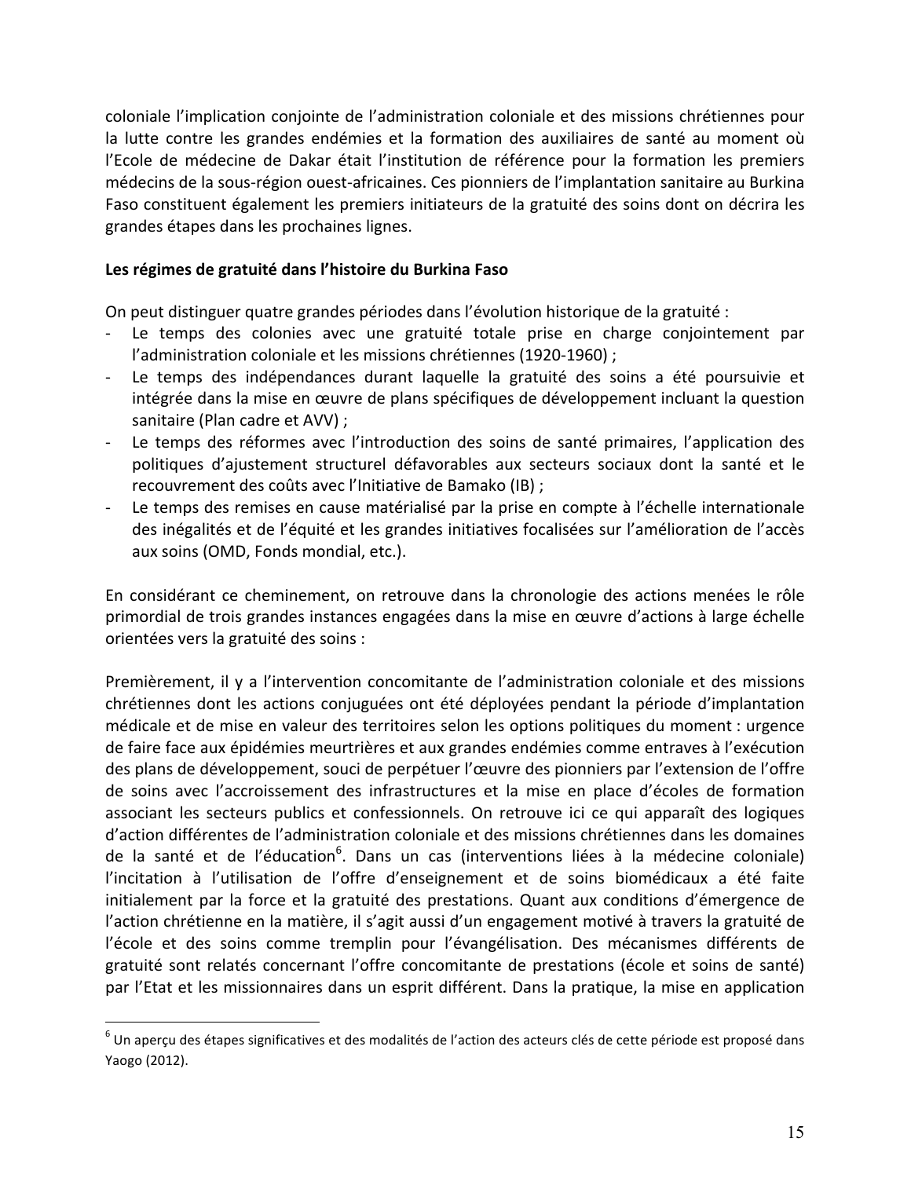coloniale l'implication conjointe de l'administration coloniale et des missions chrétiennes pour la lutte contre les grandes endémies et la formation des auxiliaires de santé au moment où l'Ecole de médecine de Dakar était l'institution de référence pour la formation les premiers médecins de la sous-région ouest-africaines. Ces pionniers de l'implantation sanitaire au Burkina Faso constituent également les premiers initiateurs de la gratuité des soins dont on décrira les grandes étapes dans les prochaines lignes.

**Les régimes de gratuité dans l'histoire du Burkina Faso**

On peut distinguer quatre grandes périodes dans l'évolution historique de la gratuité :

- Le temps des colonies avec une gratuité totale prise en charge conjointement par l'administration coloniale et les missions chrétiennes (1920-1960) ;
- Le temps des indépendances durant laquelle la gratuité des soins a été poursuivie et intégrée dans la mise en œuvre de plans spécifiques de développement incluant la question sanitaire (Plan cadre et AVV) ;
- Le temps des réformes avec l'introduction des soins de santé primaires, l'application des politiques d'ajustement structurel défavorables aux secteurs sociaux dont la santé et le recouvrement des coûts avec l'Initiative de Bamako (IB) ;
- Le temps des remises en cause matérialisé par la prise en compte à l'échelle internationale des inégalités et de l'équité et les grandes initiatives focalisées sur l'amélioration de l'accès aux soins (OMD, Fonds mondial, etc.).

En considérant ce cheminement, on retrouve dans la chronologie des actions menées le rôle primordial de trois grandes instances engagées dans la mise en œuvre d'actions à large échelle orientées vers la gratuité des soins :

Premièrement, il y a l'intervention concomitante de l'administration coloniale et des missions chrétiennes dont les actions conjuguées ont été déployées pendant la période d'implantation médicale et de mise en valeur des territoires selon les options politiques du moment : urgence de faire face aux épidémies meurtrières et aux grandes endémies comme entraves à l'exécution des plans de développement, souci de perpétuer l'œuvre des pionniers par l'extension de l'offre de soins avec l'accroissement des infrastructures et la mise en place d'écoles de formation associant les secteurs publics et confessionnels. On retrouve ici ce qui apparaît des logiques d'action différentes de l'administration coloniale et des missions chrétiennes dans les domaines de la santé et de l'éducation[6]. Dans un cas (interventions liées à la médecine coloniale) l'incitation à l'utilisation de l'offre d'enseignement et de soins biomédicaux a été faite initialement par la force et la gratuité des prestations. Quant aux conditions d'émergence de l'action chrétienne en la matière, il s'agit aussi d'un engagement motivé à travers la gratuité de l'école et des soins comme tremplin pour l'évangélisation. Des mécanismes différents de gratuité sont relatés concernant l'offre concomitante de prestations (école et soins de santé) par l'Etat et les missionnaires dans un esprit différent. Dans la pratique, la mise en application

[6] Un aperçu des étapes significatives et des modalités de l'action des acteurs clés de cette période est proposé dans Yaogo (2012).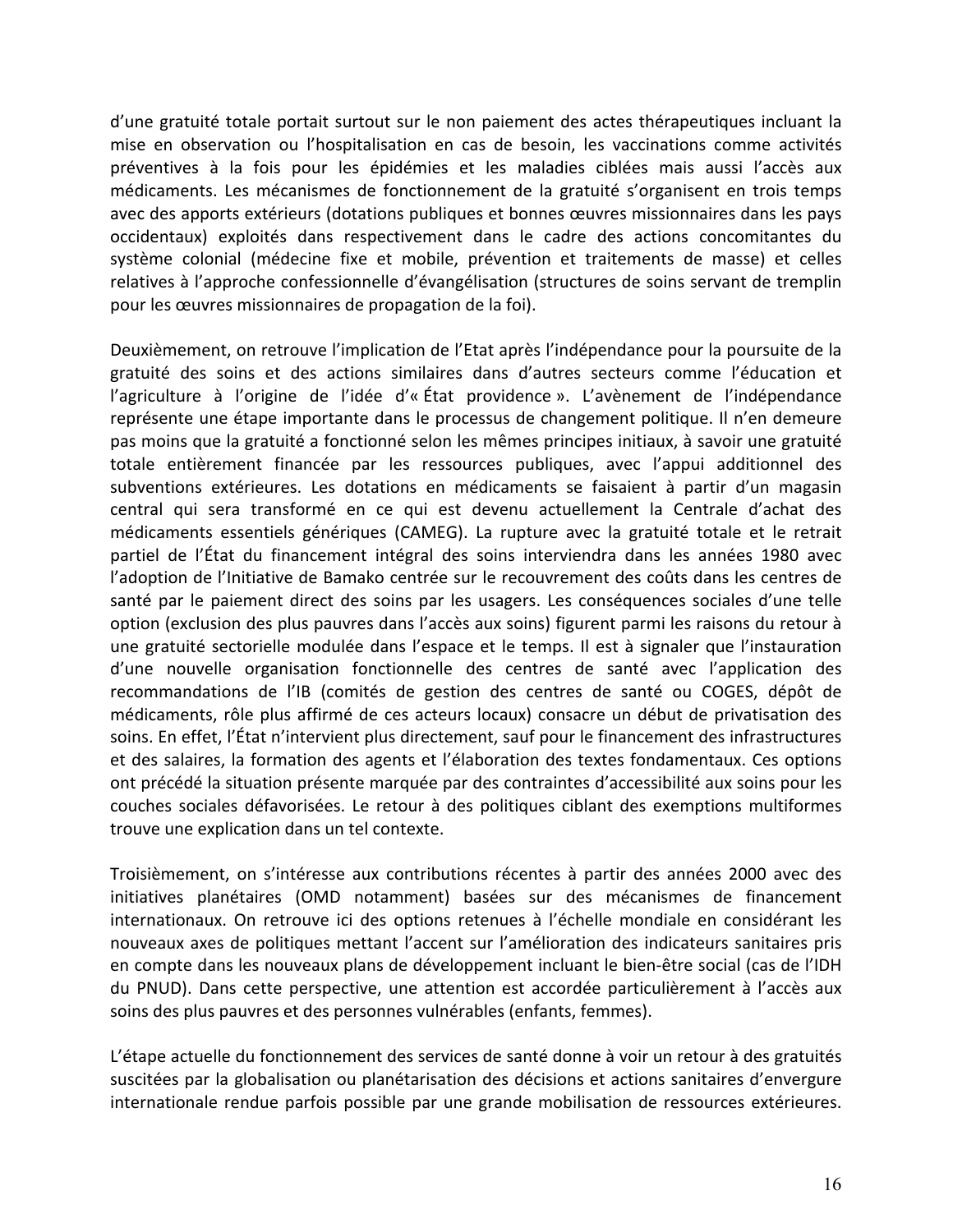d'une gratuité totale portait surtout sur le non paiement des actes thérapeutiques incluant la mise en observation ou l'hospitalisation en cas de besoin, les vaccinations comme activités préventives à la fois pour les épidémies et les maladies ciblées mais aussi l'accès aux médicaments. Les mécanismes de fonctionnement de la gratuité s'organisent en trois temps avec des apports extérieurs (dotations publiques et bonnes œuvres missionnaires dans les pays occidentaux) exploités dans respectivement dans le cadre des actions concomitantes du système colonial (médecine fixe et mobile, prévention et traitements de masse) et celles relatives à l'approche confessionnelle d'évangélisation (structures de soins servant de tremplin pour les œuvres missionnaires de propagation de la foi).

Deuxièmement, on retrouve l'implication de l'Etat après l'indépendance pour la poursuite de la gratuité des soins et des actions similaires dans d'autres secteurs comme l'éducation et l'agriculture à l'origine de l'idée d'« État providence ». L'avènement de l'indépendance représente une étape importante dans le processus de changement politique. Il n'en demeure pas moins que la gratuité a fonctionné selon les mêmes principes initiaux, à savoir une gratuité totale entièrement financée par les ressources publiques, avec l'appui additionnel des subventions extérieures. Les dotations en médicaments se faisaient à partir d'un magasin central qui sera transformé en ce qui est devenu actuellement la Centrale d'achat des médicaments essentiels génériques (CAMEG). La rupture avec la gratuité totale et le retrait partiel de l'État du financement intégral des soins interviendra dans les années 1980 avec l'adoption de l'Initiative de Bamako centrée sur le recouvrement des coûts dans les centres de santé par le paiement direct des soins par les usagers. Les conséquences sociales d'une telle option (exclusion des plus pauvres dans l'accès aux soins) figurent parmi les raisons du retour à une gratuité sectorielle modulée dans l'espace et le temps. Il est à signaler que l'instauration d'une nouvelle organisation fonctionnelle des centres de santé avec l'application des recommandations de l'IB (comités de gestion des centres de santé ou COGES, dépôt de médicaments, rôle plus affirmé de ces acteurs locaux) consacre un début de privatisation des soins. En effet, l'État n'intervient plus directement, sauf pour le financement des infrastructures et des salaires, la formation des agents et l'élaboration des textes fondamentaux. Ces options ont précédé la situation présente marquée par des contraintes d'accessibilité aux soins pour les couches sociales défavorisées. Le retour à des politiques ciblant des exemptions multiformes trouve une explication dans un tel contexte.

Troisièmement, on s'intéresse aux contributions récentes à partir des années 2000 avec des initiatives planétaires (OMD notamment) basées sur des mécanismes de financement internationaux. On retrouve ici des options retenues à l'échelle mondiale en considérant les nouveaux axes de politiques mettant l'accent sur l'amélioration des indicateurs sanitaires pris en compte dans les nouveaux plans de développement incluant le bien-être social (cas de l'IDH du PNUD). Dans cette perspective, une attention est accordée particulièrement à l'accès aux soins des plus pauvres et des personnes vulnérables (enfants, femmes).

L'étape actuelle du fonctionnement des services de santé donne à voir un retour à des gratuités suscitées par la globalisation ou planétarisation des décisions et actions sanitaires d'envergure internationale rendue parfois possible par une grande mobilisation de ressources extérieures.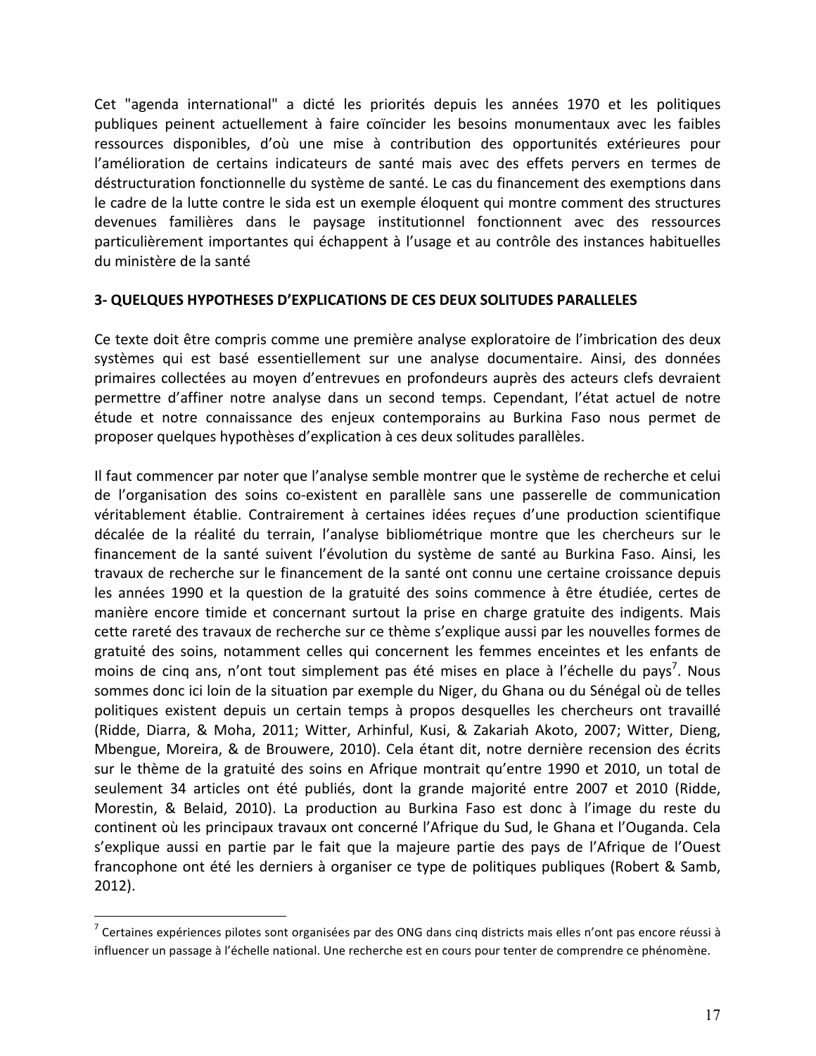Cet "agenda international" a dicté les priorités depuis les années 1970 et les politiques publiques peinent actuellement à faire coïncider les besoins monumentaux avec les faibles ressources disponibles, d'où une mise à contribution des opportunités extérieures pour l'amélioration de certains indicateurs de santé mais avec des effets pervers en termes de déstructuration fonctionnelle du système de santé. Le cas du financement des exemptions dans le cadre de la lutte contre le sida est un exemple éloquent qui montre comment des structures devenues familières dans le paysage institutionnel fonctionnent avec des ressources particulièrement importantes qui échappent à l'usage et au contrôle des instances habituelles du ministère de la santé

**3- QUELQUES HYPOTHESES D'EXPLICATIONS DE CES DEUX SOLITUDES PARALLELES**

Ce texte doit être compris comme une première analyse exploratoire de l'imbrication des deux systèmes qui est basé essentiellement sur une analyse documentaire. Ainsi, des données primaires collectées au moyen d'entrevues en profondeurs auprès des acteurs clefs devraient permettre d'affiner notre analyse dans un second temps. Cependant, l'état actuel de notre étude et notre connaissance des enjeux contemporains au Burkina Faso nous permet de proposer quelques hypothèses d'explication à ces deux solitudes parallèles.

Il faut commencer par noter que l'analyse semble montrer que le système de recherche et celui de l'organisation des soins co-existent en parallèle sans une passerelle de communication véritablement établie. Contrairement à certaines idées reçues d'une production scientifique décalée de la réalité du terrain, l'analyse bibliométrique montre que les chercheurs sur le financement de la santé suivent l'évolution du système de santé au Burkina Faso. Ainsi, les travaux de recherche sur le financement de la santé ont connu une certaine croissance depuis les années 1990 et la question de la gratuité des soins commence à être étudiée, certes de manière encore timide et concernant surtout la prise en charge gratuite des indigents. Mais cette rareté des travaux de recherche sur ce thème s'explique aussi par les nouvelles formes de gratuité des soins, notamment celles qui concernent les femmes enceintes et les enfants de moins de cinq ans, n'ont tout simplement pas été mises en place à l'échelle du pays[7]. Nous sommes donc ici loin de la situation par exemple du Niger, du Ghana ou du Sénégal où de telles politiques existent depuis un certain temps à propos desquelles les chercheurs ont travaillé (Ridde, Diarra, & Moha, 2011; Witter, Arhinful, Kusi, & Zakariah Akoto, 2007; Witter, Dieng, Mbengue, Moreira, & de Brouwere, 2010). Cela étant dit, notre dernière recension des écrits sur le thème de la gratuité des soins en Afrique montrait qu'entre 1990 et 2010, un total de seulement 34 articles ont été publiés, dont la grande majorité entre 2007 et 2010 (Ridde, Morestin, & Belaid, 2010). La production au Burkina Faso est donc à l'image du reste du continent où les principaux travaux ont concerné l'Afrique du Sud, le Ghana et l'Ouganda. Cela s'explique aussi en partie par le fait que la majeure partie des pays de l'Afrique de l'Ouest francophone ont été les derniers à organiser ce type de politiques publiques (Robert & Samb, 2012).

[7] Certaines expériences pilotes sont organisées par des ONG dans cinq districts mais elles n'ont pas encore réussi à influencer un passage à l'échelle national. Une recherche est en cours pour tenter de comprendre ce phénomène.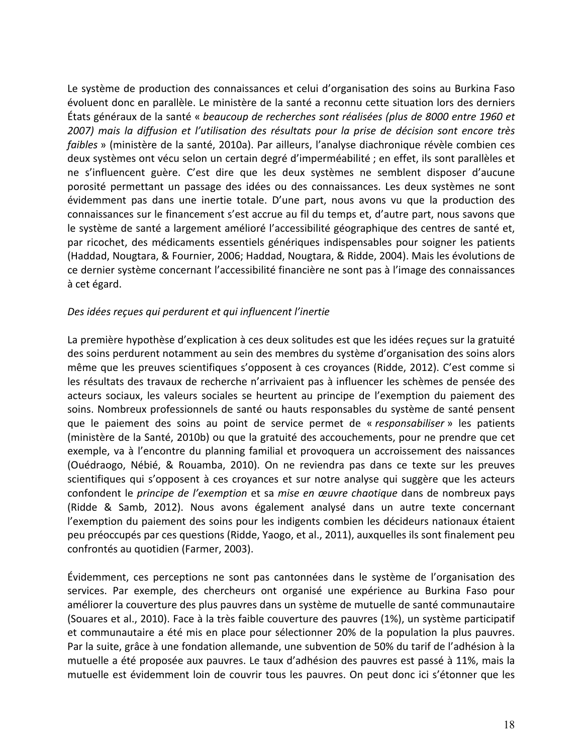Le système de production des connaissances et celui d'organisation des soins au Burkina Faso évoluent donc en parallèle. Le ministère de la santé a reconnu cette situation lors des derniers États généraux de la santé « *beaucoup de recherches sont réalisées (plus de 8000 entre 1960 et 2007) mais la diffusion et l'utilisation des résultats pour la prise de décision sont encore très faibles* » (ministère de la santé, 2010a). Par ailleurs, l'analyse diachronique révèle combien ces deux systèmes ont vécu selon un certain degré d'imperméabilité ; en effet, ils sont parallèles et ne s'influencent guère. C'est dire que les deux systèmes ne semblent disposer d'aucune porosité permettant un passage des idées ou des connaissances. Les deux systèmes ne sont évidemment pas dans une inertie totale. D'une part, nous avons vu que la production des connaissances sur le financement s'est accrue au fil du temps et, d'autre part, nous savons que le système de santé a largement amélioré l'accessibilité géographique des centres de santé et, par ricochet, des médicaments essentiels génériques indispensables pour soigner les patients (Haddad, Nougtara, & Fournier, 2006; Haddad, Nougtara, & Ridde, 2004). Mais les évolutions de ce dernier système concernant l'accessibilité financière ne sont pas à l'image des connaissances à cet égard.

*Des idées reçues qui perdurent et qui influencent l'inertie*

La première hypothèse d'explication à ces deux solitudes est que les idées reçues sur la gratuité des soins perdurent notamment au sein des membres du système d'organisation des soins alors même que les preuves scientifiques s'opposent à ces croyances (Ridde, 2012). C'est comme si les résultats des travaux de recherche n'arrivaient pas à influencer les schèmes de pensée des acteurs sociaux, les valeurs sociales se heurtent au principe de l'exemption du paiement des soins. Nombreux professionnels de santé ou hauts responsables du système de santé pensent que le paiement des soins au point de service permet de « *responsabiliser* » les patients (ministère de la Santé, 2010b) ou que la gratuité des accouchements, pour ne prendre que cet exemple, va à l'encontre du planning familial et provoquera un accroissement des naissances (Ouédraogo, Nébié, & Rouamba, 2010). On ne reviendra pas dans ce texte sur les preuves scientifiques qui s'opposent à ces croyances et sur notre analyse qui suggère que les acteurs confondent le *principe de l'exemption* et sa *mise en œuvre chaotique* dans de nombreux pays (Ridde & Samb, 2012). Nous avons également analysé dans un autre texte concernant l'exemption du paiement des soins pour les indigents combien les décideurs nationaux étaient peu préoccupés par ces questions (Ridde, Yaogo, et al., 2011), auxquelles ils sont finalement peu confrontés au quotidien (Farmer, 2003).

Évidemment, ces perceptions ne sont pas cantonnées dans le système de l'organisation des services. Par exemple, des chercheurs ont organisé une expérience au Burkina Faso pour améliorer la couverture des plus pauvres dans un système de mutuelle de santé communautaire (Souares et al., 2010). Face à la très faible couverture des pauvres (1%), un système participatif et communautaire a été mis en place pour sélectionner 20% de la population la plus pauvres. Par la suite, grâce à une fondation allemande, une subvention de 50% du tarif de l'adhésion à la mutuelle a été proposée aux pauvres. Le taux d'adhésion des pauvres est passé à 11%, mais la mutuelle est évidemment loin de couvrir tous les pauvres. On peut donc ici s'étonner que les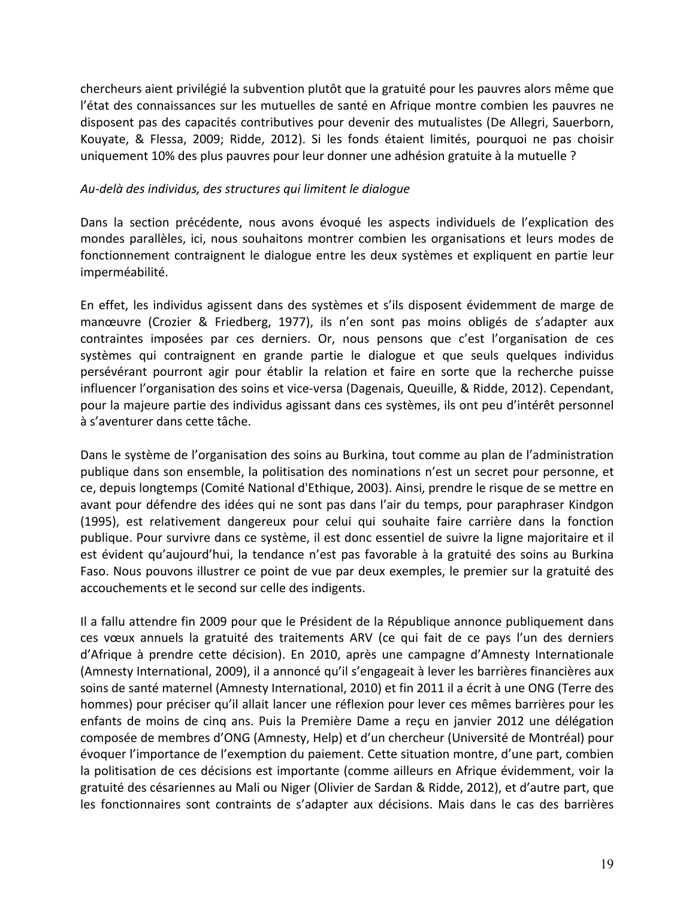chercheurs aient privilégié la subvention plutôt que la gratuité pour les pauvres alors même que l'état des connaissances sur les mutuelles de santé en Afrique montre combien les pauvres ne disposent pas des capacités contributives pour devenir des mutualistes (De Allegri, Sauerborn, Kouyate, & Flessa, 2009; Ridde, 2012). Si les fonds étaient limités, pourquoi ne pas choisir uniquement 10% des plus pauvres pour leur donner une adhésion gratuite à la mutuelle ?

*Au-delà des individus, des structures qui limitent le dialogue*

Dans la section précédente, nous avons évoqué les aspects individuels de l'explication des mondes parallèles, ici, nous souhaitons montrer combien les organisations et leurs modes de fonctionnement contraignent le dialogue entre les deux systèmes et expliquent en partie leur imperméabilité.

En effet, les individus agissent dans des systèmes et s'ils disposent évidemment de marge de manœuvre (Crozier & Friedberg, 1977), ils n'en sont pas moins obligés de s'adapter aux contraintes imposées par ces derniers. Or, nous pensons que c'est l'organisation de ces systèmes qui contraignent en grande partie le dialogue et que seuls quelques individus persévérant pourront agir pour établir la relation et faire en sorte que la recherche puisse influencer l'organisation des soins et vice-versa (Dagenais, Queuille, & Ridde, 2012). Cependant, pour la majeure partie des individus agissant dans ces systèmes, ils ont peu d'intérêt personnel à s'aventurer dans cette tâche.

Dans le système de l'organisation des soins au Burkina, tout comme au plan de l'administration publique dans son ensemble, la politisation des nominations n'est un secret pour personne, et ce, depuis longtemps (Comité National d'Ethique, 2003). Ainsi, prendre le risque de se mettre en avant pour défendre des idées qui ne sont pas dans l'air du temps, pour paraphraser Kindgon (1995), est relativement dangereux pour celui qui souhaite faire carrière dans la fonction publique. Pour survivre dans ce système, il est donc essentiel de suivre la ligne majoritaire et il est évident qu'aujourd'hui, la tendance n'est pas favorable à la gratuité des soins au Burkina Faso. Nous pouvons illustrer ce point de vue par deux exemples, le premier sur la gratuité des accouchements et le second sur celle des indigents.

Il a fallu attendre fin 2009 pour que le Président de la République annonce publiquement dans ces vœux annuels la gratuité des traitements ARV (ce qui fait de ce pays l'un des derniers d'Afrique à prendre cette décision). En 2010, après une campagne d'Amnesty Internationale (Amnesty International, 2009), il a annoncé qu'il s'engageait à lever les barrières financières aux soins de santé maternel (Amnesty International, 2010) et fin 2011 il a écrit à une ONG (Terre des hommes) pour préciser qu'il allait lancer une réflexion pour lever ces mêmes barrières pour les enfants de moins de cinq ans. Puis la Première Dame a reçu en janvier 2012 une délégation composée de membres d'ONG (Amnesty, Help) et d'un chercheur (Université de Montréal) pour évoquer l'importance de l'exemption du paiement. Cette situation montre, d'une part, combien la politisation de ces décisions est importante (comme ailleurs en Afrique évidemment, voir la gratuité des césariennes au Mali ou Niger (Olivier de Sardan & Ridde, 2012), et d'autre part, que les fonctionnaires sont contraints de s'adapter aux décisions. Mais dans le cas des barrières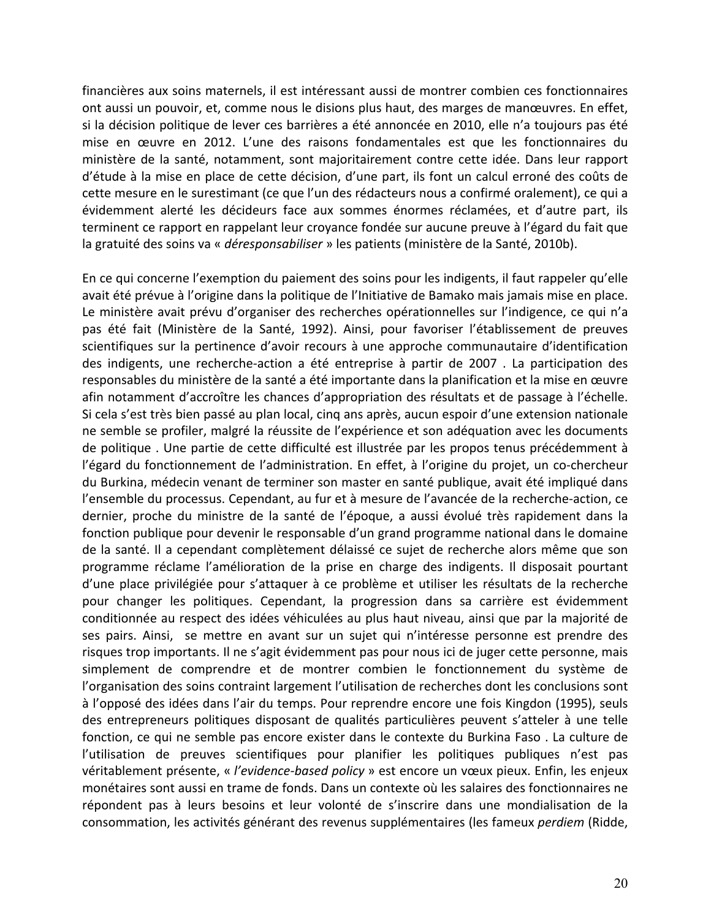financières aux soins maternels, il est intéressant aussi de montrer combien ces fonctionnaires ont aussi un pouvoir, et, comme nous le disions plus haut, des marges de manœuvres. En effet, si la décision politique de lever ces barrières a été annoncée en 2010, elle n'a toujours pas été mise en œuvre en 2012. L'une des raisons fondamentales est que les fonctionnaires du ministère de la santé, notamment, sont majoritairement contre cette idée. Dans leur rapport d'étude à la mise en place de cette décision, d'une part, ils font un calcul erroné des coûts de cette mesure en le surestimant (ce que l'un des rédacteurs nous a confirmé oralement), ce qui a évidemment alerté les décideurs face aux sommes énormes réclamées, et d'autre part, ils terminent ce rapport en rappelant leur croyance fondée sur aucune preuve à l'égard du fait que la gratuité des soins va « *déresponsabiliser* » les patients (ministère de la Santé, 2010b).

En ce qui concerne l'exemption du paiement des soins pour les indigents, il faut rappeler qu'elle avait été prévue à l'origine dans la politique de l'Initiative de Bamako mais jamais mise en place. Le ministère avait prévu d'organiser des recherches opérationnelles sur l'indigence, ce qui n'a pas été fait (Ministère de la Santé, 1992). Ainsi, pour favoriser l'établissement de preuves scientifiques sur la pertinence d'avoir recours à une approche communautaire d'identification des indigents, une recherche-action a été entreprise à partir de 2007 . La participation des responsables du ministère de la santé a été importante dans la planification et la mise en œuvre afin notamment d'accroître les chances d'appropriation des résultats et de passage à l'échelle. Si cela s'est très bien passé au plan local, cinq ans après, aucun espoir d'une extension nationale ne semble se profiler, malgré la réussite de l'expérience et son adéquation avec les documents de politique . Une partie de cette difficulté est illustrée par les propos tenus précédemment à l'égard du fonctionnement de l'administration. En effet, à l'origine du projet, un co-chercheur du Burkina, médecin venant de terminer son master en santé publique, avait été impliqué dans l'ensemble du processus. Cependant, au fur et à mesure de l'avancée de la recherche-action, ce dernier, proche du ministre de la santé de l'époque, a aussi évolué très rapidement dans la fonction publique pour devenir le responsable d'un grand programme national dans le domaine de la santé. Il a cependant complètement délaissé ce sujet de recherche alors même que son programme réclame l'amélioration de la prise en charge des indigents. Il disposait pourtant d'une place privilégiée pour s'attaquer à ce problème et utiliser les résultats de la recherche pour changer les politiques. Cependant, la progression dans sa carrière est évidemment conditionnée au respect des idées véhiculées au plus haut niveau, ainsi que par la majorité de ses pairs. Ainsi, se mettre en avant sur un sujet qui n'intéresse personne est prendre des risques trop importants. Il ne s'agit évidemment pas pour nous ici de juger cette personne, mais simplement de comprendre et de montrer combien le fonctionnement du système de l'organisation des soins contraint largement l'utilisation de recherches dont les conclusions sont à l'opposé des idées dans l'air du temps. Pour reprendre encore une fois Kingdon (1995), seuls des entrepreneurs politiques disposant de qualités particulières peuvent s'atteler à une telle fonction, ce qui ne semble pas encore exister dans le contexte du Burkina Faso . La culture de l'utilisation de preuves scientifiques pour planifier les politiques publiques n'est pas véritablement présente, « *l'evidence-based policy* » est encore un vœux pieux. Enfin, les enjeux monétaires sont aussi en trame de fonds. Dans un contexte où les salaires des fonctionnaires ne répondent pas à leurs besoins et leur volonté de s'inscrire dans une mondialisation de la consommation, les activités générant des revenus supplémentaires (les fameux *perdiem* (Ridde,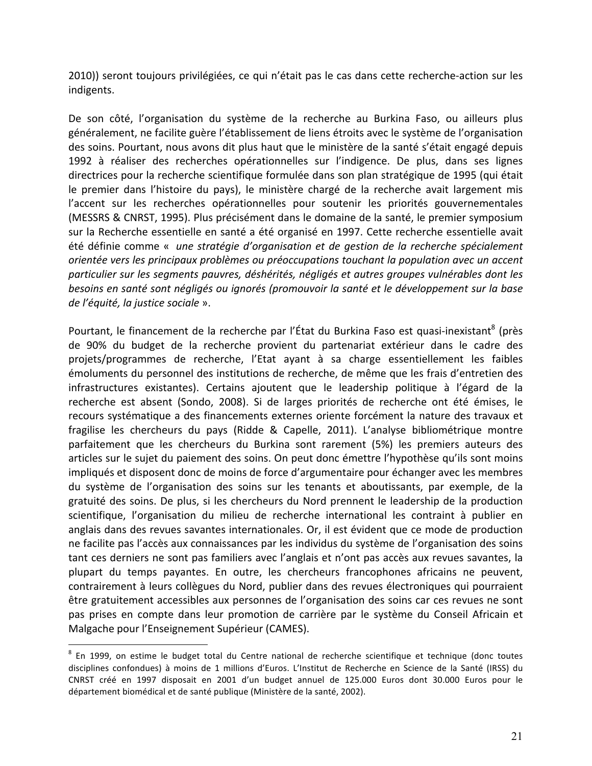2010)) seront toujours privilégiées, ce qui n'était pas le cas dans cette recherche-action sur les indigents.

De son côté, l'organisation du système de la recherche au Burkina Faso, ou ailleurs plus généralement, ne facilite guère l'établissement de liens étroits avec le système de l'organisation des soins. Pourtant, nous avons dit plus haut que le ministère de la santé s'était engagé depuis 1992 à réaliser des recherches opérationnelles sur l'indigence. De plus, dans ses lignes directrices pour la recherche scientifique formulée dans son plan stratégique de 1995 (qui était le premier dans l'histoire du pays), le ministère chargé de la recherche avait largement mis l'accent sur les recherches opérationnelles pour soutenir les priorités gouvernementales (MESSRS & CNRST, 1995). Plus précisément dans le domaine de la santé, le premier symposium sur la Recherche essentielle en santé a été organisé en 1997. Cette recherche essentielle avait été définie comme « *une stratégie d'organisation et de gestion de la recherche spécialement orientée vers les principaux problèmes ou préoccupations touchant la population avec un accent particulier sur les segments pauvres, déshérités, négligés et autres groupes vulnérables dont les besoins en santé sont négligés ou ignorés (promouvoir la santé et le développement sur la base de l'équité, la justice sociale* ».

Pourtant, le financement de la recherche par l'État du Burkina Faso est quasi-inexistant[8] (près de 90% du budget de la recherche provient du partenariat extérieur dans le cadre des projets/programmes de recherche, l'Etat ayant à sa charge essentiellement les faibles émoluments du personnel des institutions de recherche, de même que les frais d'entretien des infrastructures existantes). Certains ajoutent que le leadership politique à l'égard de la recherche est absent (Sondo, 2008). Si de larges priorités de recherche ont été émises, le recours systématique a des financements externes oriente forcément la nature des travaux et fragilise les chercheurs du pays (Ridde & Capelle, 2011). L'analyse bibliométrique montre parfaitement que les chercheurs du Burkina sont rarement (5%) les premiers auteurs des articles sur le sujet du paiement des soins. On peut donc émettre l'hypothèse qu'ils sont moins impliqués et disposent donc de moins de force d'argumentaire pour échanger avec les membres du système de l'organisation des soins sur les tenants et aboutissants, par exemple, de la gratuité des soins. De plus, si les chercheurs du Nord prennent le leadership de la production scientifique, l'organisation du milieu de recherche international les contraint à publier en anglais dans des revues savantes internationales. Or, il est évident que ce mode de production ne facilite pas l'accès aux connaissances par les individus du système de l'organisation des soins tant ces derniers ne sont pas familiers avec l'anglais et n'ont pas accès aux revues savantes, la plupart du temps payantes. En outre, les chercheurs francophones africains ne peuvent, contrairement à leurs collègues du Nord, publier dans des revues électroniques qui pourraient être gratuitement accessibles aux personnes de l'organisation des soins car ces revues ne sont pas prises en compte dans leur promotion de carrière par le système du Conseil Africain et Malgache pour l'Enseignement Supérieur (CAMES).

---

[8] En 1999, on estime le budget total du Centre national de recherche scientifique et technique (donc toutes disciplines confondues) à moins de 1 millions d'Euros. L'Institut de Recherche en Science de la Santé (IRSS) du CNRST créé en 1997 disposait en 2001 d'un budget annuel de 125.000 Euros dont 30.000 Euros pour le département biomédical et de santé publique (Ministère de la santé, 2002).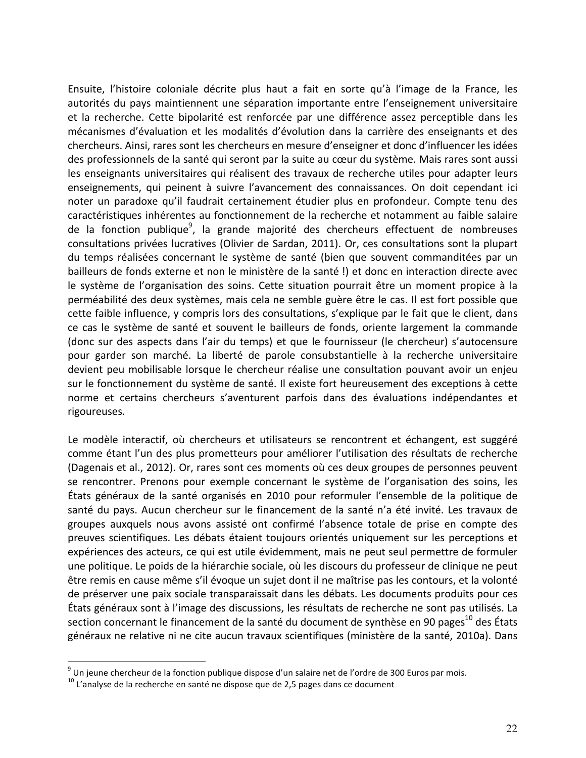Ensuite, l'histoire coloniale décrite plus haut a fait en sorte qu'à l'image de la France, les autorités du pays maintiennent une séparation importante entre l'enseignement universitaire et la recherche. Cette bipolarité est renforcée par une différence assez perceptible dans les mécanismes d'évaluation et les modalités d'évolution dans la carrière des enseignants et des chercheurs. Ainsi, rares sont les chercheurs en mesure d'enseigner et donc d'influencer les idées des professionnels de la santé qui seront par la suite au cœur du système. Mais rares sont aussi les enseignants universitaires qui réalisent des travaux de recherche utiles pour adapter leurs enseignements, qui peinent à suivre l'avancement des connaissances. On doit cependant ici noter un paradoxe qu'il faudrait certainement étudier plus en profondeur. Compte tenu des caractéristiques inhérentes au fonctionnement de la recherche et notamment au faible salaire de la fonction publique[9], la grande majorité des chercheurs effectuent de nombreuses consultations privées lucratives (Olivier de Sardan, 2011). Or, ces consultations sont la plupart du temps réalisées concernant le système de santé (bien que souvent commanditées par un bailleurs de fonds externe et non le ministère de la santé !) et donc en interaction directe avec le système de l'organisation des soins. Cette situation pourrait être un moment propice à la perméabilité des deux systèmes, mais cela ne semble guère être le cas. Il est fort possible que cette faible influence, y compris lors des consultations, s'explique par le fait que le client, dans ce cas le système de santé et souvent le bailleurs de fonds, oriente largement la commande (donc sur des aspects dans l'air du temps) et que le fournisseur (le chercheur) s'autocensure pour garder son marché. La liberté de parole consubstantielle à la recherche universitaire devient peu mobilisable lorsque le chercheur réalise une consultation pouvant avoir un enjeu sur le fonctionnement du système de santé. Il existe fort heureusement des exceptions à cette norme et certains chercheurs s'aventurent parfois dans des évaluations indépendantes et rigoureuses.

Le modèle interactif, où chercheurs et utilisateurs se rencontrent et échangent, est suggéré comme étant l'un des plus prometteurs pour améliorer l'utilisation des résultats de recherche (Dagenais et al., 2012). Or, rares sont ces moments où ces deux groupes de personnes peuvent se rencontrer. Prenons pour exemple concernant le système de l'organisation des soins, les États généraux de la santé organisés en 2010 pour reformuler l'ensemble de la politique de santé du pays. Aucun chercheur sur le financement de la santé n'a été invité. Les travaux de groupes auxquels nous avons assisté ont confirmé l'absence totale de prise en compte des preuves scientifiques. Les débats étaient toujours orientés uniquement sur les perceptions et expériences des acteurs, ce qui est utile évidemment, mais ne peut seul permettre de formuler une politique. Le poids de la hiérarchie sociale, où les discours du professeur de clinique ne peut être remis en cause même s'il évoque un sujet dont il ne maîtrise pas les contours, et la volonté de préserver une paix sociale transparaissait dans les débats. Les documents produits pour ces États généraux sont à l'image des discussions, les résultats de recherche ne sont pas utilisés. La section concernant le financement de la santé du document de synthèse en 90 pages[10] des États généraux ne relative ni ne cite aucun travaux scientifiques (ministère de la santé, 2010a). Dans

---

[9] Un jeune chercheur de la fonction publique dispose d'un salaire net de l'ordre de 300 Euros par mois.

[10] L'analyse de la recherche en santé ne dispose que de 2,5 pages dans ce document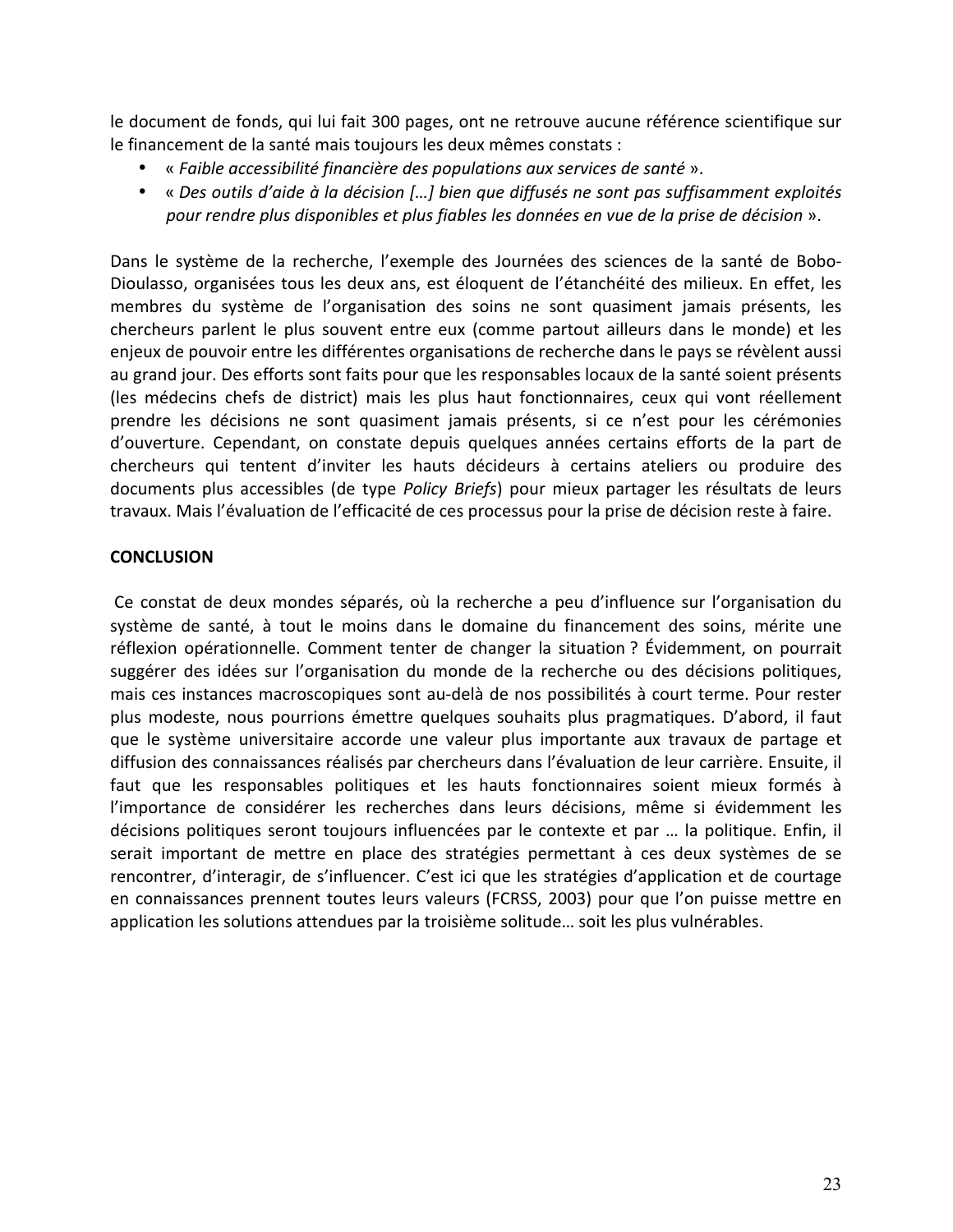le document de fonds, qui lui fait 300 pages, ont ne retrouve aucune référence scientifique sur le financement de la santé mais toujours les deux mêmes constats :

- « *Faible accessibilité financière des populations aux services de santé* ».
- « *Des outils d'aide à la décision […] bien que diffusés ne sont pas suffisamment exploités pour rendre plus disponibles et plus fiables les données en vue de la prise de décision* ».

Dans le système de la recherche, l'exemple des Journées des sciences de la santé de Bobo-Dioulasso, organisées tous les deux ans, est éloquent de l'étanchéité des milieux. En effet, les membres du système de l'organisation des soins ne sont quasiment jamais présents, les chercheurs parlent le plus souvent entre eux (comme partout ailleurs dans le monde) et les enjeux de pouvoir entre les différentes organisations de recherche dans le pays se révèlent aussi au grand jour. Des efforts sont faits pour que les responsables locaux de la santé soient présents (les médecins chefs de district) mais les plus haut fonctionnaires, ceux qui vont réellement prendre les décisions ne sont quasiment jamais présents, si ce n'est pour les cérémonies d'ouverture. Cependant, on constate depuis quelques années certains efforts de la part de chercheurs qui tentent d'inviter les hauts décideurs à certains ateliers ou produire des documents plus accessibles (de type *Policy Briefs*) pour mieux partager les résultats de leurs travaux. Mais l'évaluation de l'efficacité de ces processus pour la prise de décision reste à faire.

**CONCLUSION**

Ce constat de deux mondes séparés, où la recherche a peu d'influence sur l'organisation du système de santé, à tout le moins dans le domaine du financement des soins, mérite une réflexion opérationnelle. Comment tenter de changer la situation ? Évidemment, on pourrait suggérer des idées sur l'organisation du monde de la recherche ou des décisions politiques, mais ces instances macroscopiques sont au-delà de nos possibilités à court terme. Pour rester plus modeste, nous pourrions émettre quelques souhaits plus pragmatiques. D'abord, il faut que le système universitaire accorde une valeur plus importante aux travaux de partage et diffusion des connaissances réalisés par chercheurs dans l'évaluation de leur carrière. Ensuite, il faut que les responsables politiques et les hauts fonctionnaires soient mieux formés à l'importance de considérer les recherches dans leurs décisions, même si évidemment les décisions politiques seront toujours influencées par le contexte et par … la politique. Enfin, il serait important de mettre en place des stratégies permettant à ces deux systèmes de se rencontrer, d'interagir, de s'influencer. C'est ici que les stratégies d'application et de courtage en connaissances prennent toutes leurs valeurs (FCRSS, 2003) pour que l'on puisse mettre en application les solutions attendues par la troisième solitude… soit les plus vulnérables.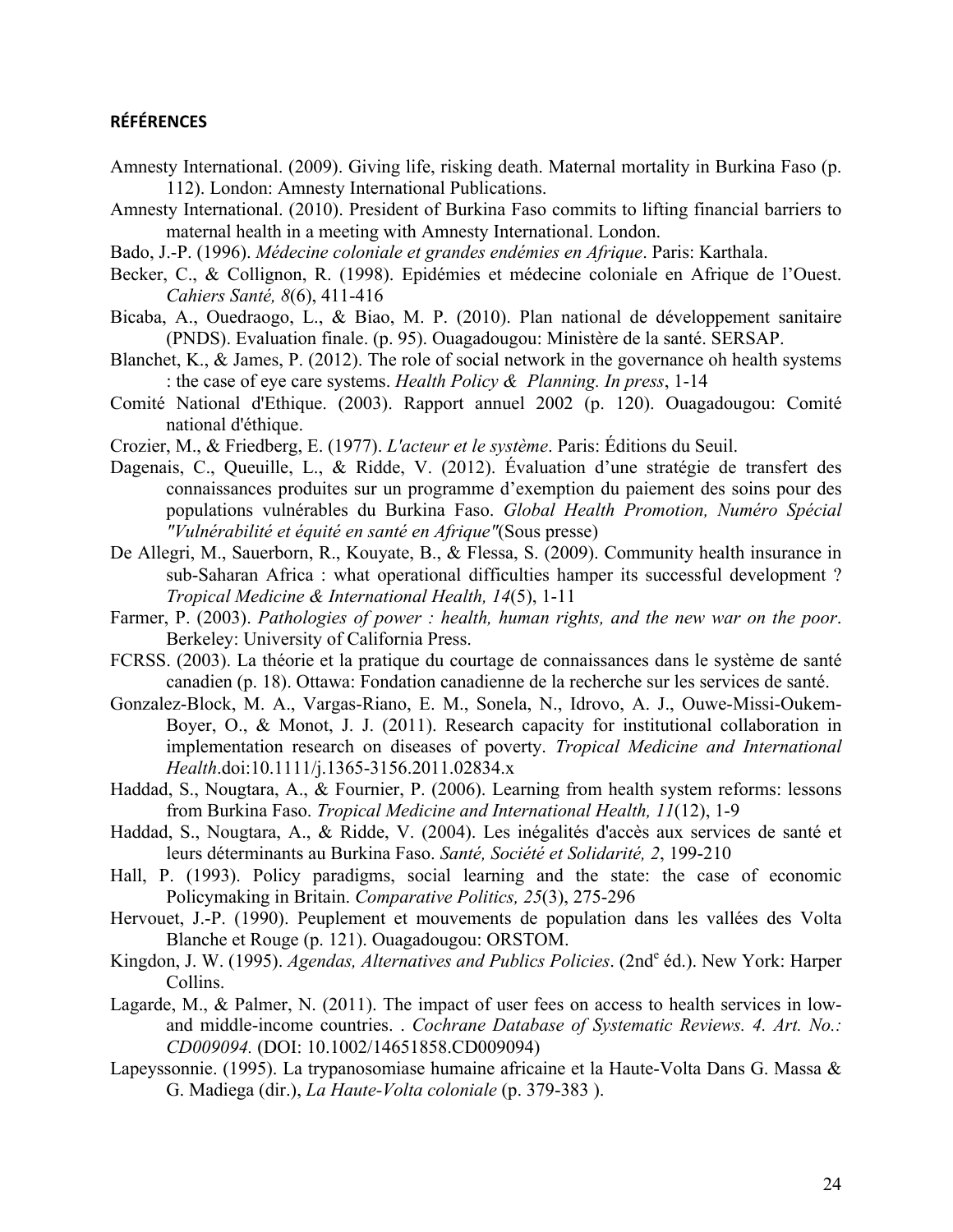**RÉFÉRENCES**

Amnesty International. (2009). Giving life, risking death. Maternal mortality in Burkina Faso (p. 112). London: Amnesty International Publications.

Amnesty International. (2010). President of Burkina Faso commits to lifting financial barriers to maternal health in a meeting with Amnesty International. London.

Bado, J.-P. (1996). *Médecine coloniale et grandes endémies en Afrique*. Paris: Karthala.

Becker, C., & Collignon, R. (1998). Epidémies et médecine coloniale en Afrique de l'Ouest. *Cahiers Santé, 8*(6), 411-416

Bicaba, A., Ouedraogo, L., & Biao, M. P. (2010). Plan national de développement sanitaire (PNDS). Evaluation finale. (p. 95). Ouagadougou: Ministère de la santé. SERSAP.

Blanchet, K., & James, P. (2012). The role of social network in the governance oh health systems : the case of eye care systems. *Health Policy & Planning. In press*, 1-14

Comité National d'Ethique. (2003). Rapport annuel 2002 (p. 120). Ouagadougou: Comité national d'éthique.

Crozier, M., & Friedberg, E. (1977). *L'acteur et le système*. Paris: Éditions du Seuil.

Dagenais, C., Queuille, L., & Ridde, V. (2012). Évaluation d'une stratégie de transfert des connaissances produites sur un programme d'exemption du paiement des soins pour des populations vulnérables du Burkina Faso. *Global Health Promotion, Numéro Spécial "Vulnérabilité et équité en santé en Afrique"*(Sous presse)

De Allegri, M., Sauerborn, R., Kouyate, B., & Flessa, S. (2009). Community health insurance in sub-Saharan Africa : what operational difficulties hamper its successful development ? *Tropical Medicine & International Health, 14*(5), 1-11

Farmer, P. (2003). *Pathologies of power : health, human rights, and the new war on the poor*. Berkeley: University of California Press.

FCRSS. (2003). La théorie et la pratique du courtage de connaissances dans le système de santé canadien (p. 18). Ottawa: Fondation canadienne de la recherche sur les services de santé.

Gonzalez-Block, M. A., Vargas-Riano, E. M., Sonela, N., Idrovo, A. J., Ouwe-Missi-Oukem-Boyer, O., & Monot, J. J. (2011). Research capacity for institutional collaboration in implementation research on diseases of poverty. *Tropical Medicine and International Health*.doi:10.1111/j.1365-3156.2011.02834.x

Haddad, S., Nougtara, A., & Fournier, P. (2006). Learning from health system reforms: lessons from Burkina Faso. *Tropical Medicine and International Health, 11*(12), 1-9

Haddad, S., Nougtara, A., & Ridde, V. (2004). Les inégalités d'accès aux services de santé et leurs déterminants au Burkina Faso. *Santé, Société et Solidarité, 2*, 199-210

Hall, P. (1993). Policy paradigms, social learning and the state: the case of economic Policymaking in Britain. *Comparative Politics, 25*(3), 275-296

Hervouet, J.-P. (1990). Peuplement et mouvements de population dans les vallées des Volta Blanche et Rouge (p. 121). Ouagadougou: ORSTOM.

Kingdon, J. W. (1995). *Agendas, Alternatives and Publics Policies*. (2nd[e] éd.). New York: Harper Collins.

Lagarde, M., & Palmer, N. (2011). The impact of user fees on access to health services in low- and middle-income countries. . *Cochrane Database of Systematic Reviews. 4. Art. No.: CD009094.* (DOI: 10.1002/14651858.CD009094)

Lapeyssonnie. (1995). La trypanosomiase humaine africaine et la Haute-Volta Dans G. Massa & G. Madiega (dir.), *La Haute-Volta coloniale* (p. 379-383 ).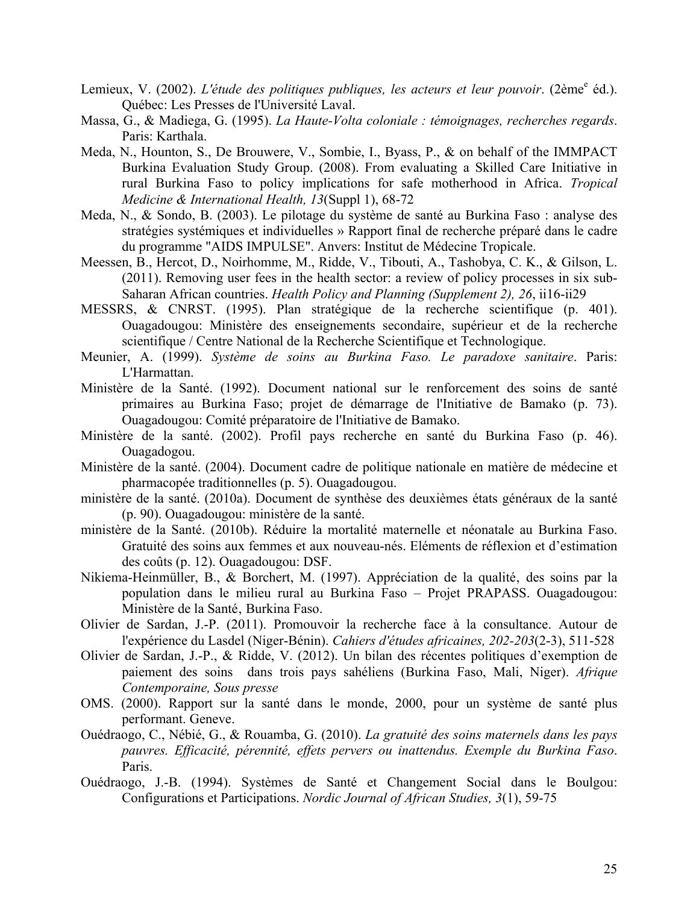Lemieux, V. (2002). *L'étude des politiques publiques, les acteurs et leur pouvoir*. (2ème[e] éd.). Québec: Les Presses de l'Université Laval.

Massa, G., & Madiega, G. (1995). *La Haute-Volta coloniale : témoignages, recherches regards*. Paris: Karthala.

Meda, N., Hounton, S., De Brouwere, V., Sombie, I., Byass, P., & on behalf of the IMMPACT Burkina Evaluation Study Group. (2008). From evaluating a Skilled Care Initiative in rural Burkina Faso to policy implications for safe motherhood in Africa. *Tropical Medicine & International Health, 13*(Suppl 1), 68-72

Meda, N., & Sondo, B. (2003). Le pilotage du système de santé au Burkina Faso : analyse des stratégies systémiques et individuelles » Rapport final de recherche préparé dans le cadre du programme "AIDS IMPULSE". Anvers: Institut de Médecine Tropicale.

Meessen, B., Hercot, D., Noirhomme, M., Ridde, V., Tibouti, A., Tashobya, C. K., & Gilson, L. (2011). Removing user fees in the health sector: a review of policy processes in six sub-Saharan African countries. *Health Policy and Planning (Supplement 2), 26*, ii16-ii29

MESSRS, & CNRST. (1995). Plan stratégique de la recherche scientifique (p. 401). Ouagadougou: Ministère des enseignements secondaire, supérieur et de la recherche scientifique / Centre National de la Recherche Scientifique et Technologique.

Meunier, A. (1999). *Système de soins au Burkina Faso. Le paradoxe sanitaire*. Paris: L'Harmattan.

Ministère de la Santé. (1992). Document national sur le renforcement des soins de santé primaires au Burkina Faso; projet de démarrage de l'Initiative de Bamako (p. 73). Ouagadougou: Comité préparatoire de l'Initiative de Bamako.

Ministère de la santé. (2002). Profil pays recherche en santé du Burkina Faso (p. 46). Ouagadogou.

Ministère de la santé. (2004). Document cadre de politique nationale en matière de médecine et pharmacopée traditionnelles (p. 5). Ouagadougou.

ministère de la santé. (2010a). Document de synthèse des deuxièmes états généraux de la santé (p. 90). Ouagadougou: ministère de la santé.

ministère de la Santé. (2010b). Réduire la mortalité maternelle et néonatale au Burkina Faso. Gratuité des soins aux femmes et aux nouveau-nés. Eléments de réflexion et d'estimation des coûts (p. 12). Ouagadougou: DSF.

Nikiema-Heinmüller, B., & Borchert, M. (1997). Appréciation de la qualité, des soins par la population dans le milieu rural au Burkina Faso – Projet PRAPASS. Ouagadougou: Ministère de la Santé, Burkina Faso.

Olivier de Sardan, J.-P. (2011). Promouvoir la recherche face à la consultance. Autour de l'expérience du Lasdel (Niger-Bénin). *Cahiers d'études africaines, 202-203*(2-3), 511-528

Olivier de Sardan, J.-P., & Ridde, V. (2012). Un bilan des récentes politiques d'exemption de paiement des soins dans trois pays sahéliens (Burkina Faso, Mali, Niger). *Afrique Contemporaine, Sous presse*

OMS. (2000). Rapport sur la santé dans le monde, 2000, pour un système de santé plus performant. Geneve.

Ouédraogo, C., Nébié, G., & Rouamba, G. (2010). *La gratuité des soins maternels dans les pays pauvres. Efficacité, pérennité, effets pervers ou inattendus. Exemple du Burkina Faso*. Paris.

Ouédraogo, J.-B. (1994). Systèmes de Santé et Changement Social dans le Boulgou: Configurations et Participations. *Nordic Journal of African Studies, 3*(1), 59-75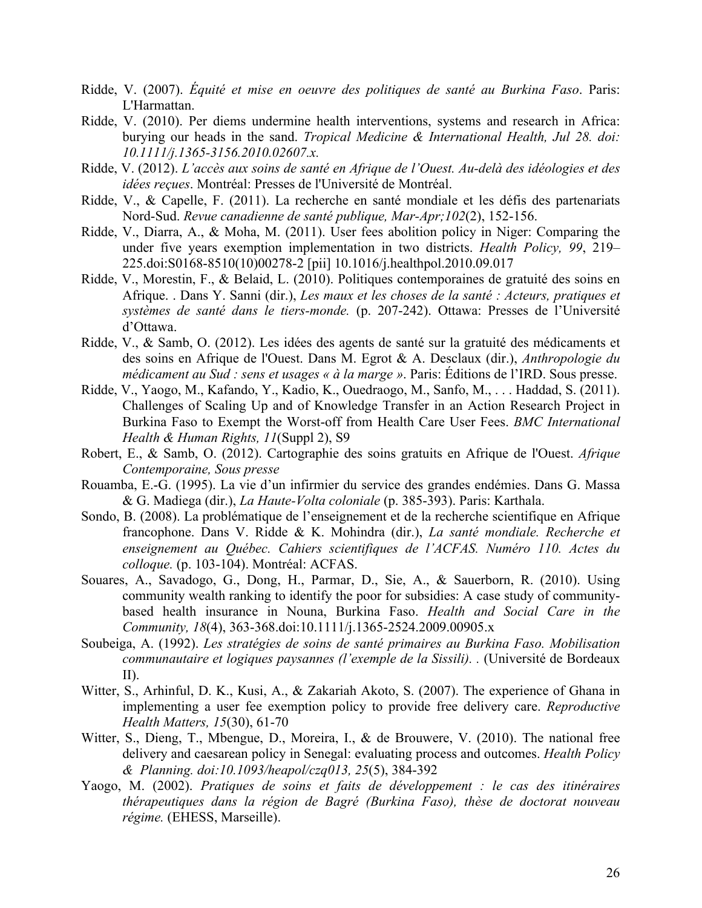Ridde, V. (2007). *Équité et mise en oeuvre des politiques de santé au Burkina Faso*. Paris: L'Harmattan.

Ridde, V. (2010). Per diems undermine health interventions, systems and research in Africa: burying our heads in the sand. *Tropical Medicine & International Health, Jul 28. doi: 10.1111/j.1365-3156.2010.02607.x.*

Ridde, V. (2012). *L'accès aux soins de santé en Afrique de l'Ouest. Au-delà des idéologies et des idées reçues*. Montréal: Presses de l'Université de Montréal.

Ridde, V., & Capelle, F. (2011). La recherche en santé mondiale et les défis des partenariats Nord-Sud. *Revue canadienne de santé publique, Mar-Apr;102*(2), 152-156.

Ridde, V., Diarra, A., & Moha, M. (2011). User fees abolition policy in Niger: Comparing the under five years exemption implementation in two districts. *Health Policy, 99*, 219–225.doi:S0168-8510(10)00278-2 [pii] 10.1016/j.healthpol.2010.09.017

Ridde, V., Morestin, F., & Belaid, L. (2010). Politiques contemporaines de gratuité des soins en Afrique. . Dans Y. Sanni (dir.), *Les maux et les choses de la santé : Acteurs, pratiques et systèmes de santé dans le tiers-monde.* (p. 207-242). Ottawa: Presses de l'Université d'Ottawa.

Ridde, V., & Samb, O. (2012). Les idées des agents de santé sur la gratuité des médicaments et des soins en Afrique de l'Ouest. Dans M. Egrot & A. Desclaux (dir.), *Anthropologie du médicament au Sud : sens et usages « à la marge »*. Paris: Éditions de l'IRD. Sous presse.

Ridde, V., Yaogo, M., Kafando, Y., Kadio, K., Ouedraogo, M., Sanfo, M., . . . Haddad, S. (2011). Challenges of Scaling Up and of Knowledge Transfer in an Action Research Project in Burkina Faso to Exempt the Worst-off from Health Care User Fees. *BMC International Health & Human Rights, 11*(Suppl 2), S9

Robert, E., & Samb, O. (2012). Cartographie des soins gratuits en Afrique de l'Ouest. *Afrique Contemporaine, Sous presse*

Rouamba, E.-G. (1995). La vie d'un infirmier du service des grandes endémies. Dans G. Massa & G. Madiega (dir.), *La Haute-Volta coloniale* (p. 385-393). Paris: Karthala.

Sondo, B. (2008). La problématique de l'enseignement et de la recherche scientifique en Afrique francophone. Dans V. Ridde & K. Mohindra (dir.), *La santé mondiale. Recherche et enseignement au Québec. Cahiers scientifiques de l'ACFAS. Numéro 110. Actes du colloque.* (p. 103-104). Montréal: ACFAS.

Souares, A., Savadogo, G., Dong, H., Parmar, D., Sie, A., & Sauerborn, R. (2010). Using community wealth ranking to identify the poor for subsidies: A case study of community-based health insurance in Nouna, Burkina Faso. *Health and Social Care in the Community, 18*(4), 363-368.doi:10.1111/j.1365-2524.2009.00905.x

Soubeiga, A. (1992). *Les stratégies de soins de santé primaires au Burkina Faso. Mobilisation communautaire et logiques paysannes (l'exemple de la Sissili).* . (Université de Bordeaux II).

Witter, S., Arhinful, D. K., Kusi, A., & Zakariah Akoto, S. (2007). The experience of Ghana in implementing a user fee exemption policy to provide free delivery care. *Reproductive Health Matters, 15*(30), 61-70

Witter, S., Dieng, T., Mbengue, D., Moreira, I., & de Brouwere, V. (2010). The national free delivery and caesarean policy in Senegal: evaluating process and outcomes. *Health Policy & Planning. doi:10.1093/heapol/czq013, 25*(5), 384-392

Yaogo, M. (2002). *Pratiques de soins et faits de développement : le cas des itinéraires thérapeutiques dans la région de Bagré (Burkina Faso), thèse de doctorat nouveau régime.* (EHESS, Marseille).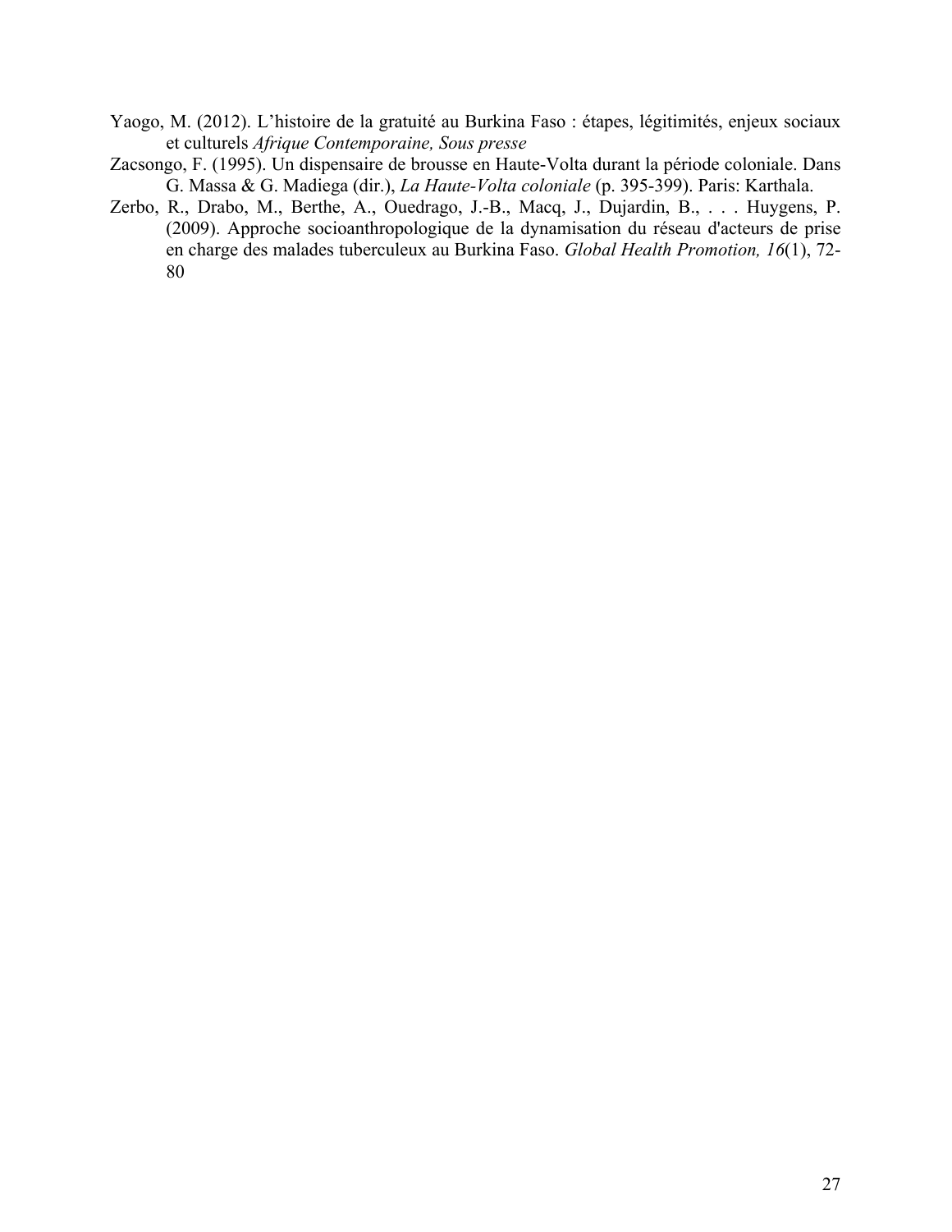Yaogo, M. (2012). L’histoire de la gratuité au Burkina Faso : étapes, légitimités, enjeux sociaux et culturels *Afrique Contemporaine, Sous presse*

Zacsongo, F. (1995). Un dispensaire de brousse en Haute-Volta durant la période coloniale. Dans G. Massa & G. Madiega (dir.), *La Haute-Volta coloniale* (p. 395-399). Paris: Karthala.

Zerbo, R., Drabo, M., Berthe, A., Ouedrago, J.-B., Macq, J., Dujardin, B., . . . Huygens, P. (2009). Approche socioanthropologique de la dynamisation du réseau d'acteurs de prise en charge des malades tuberculeux au Burkina Faso. *Global Health Promotion, 16*(1), 72-80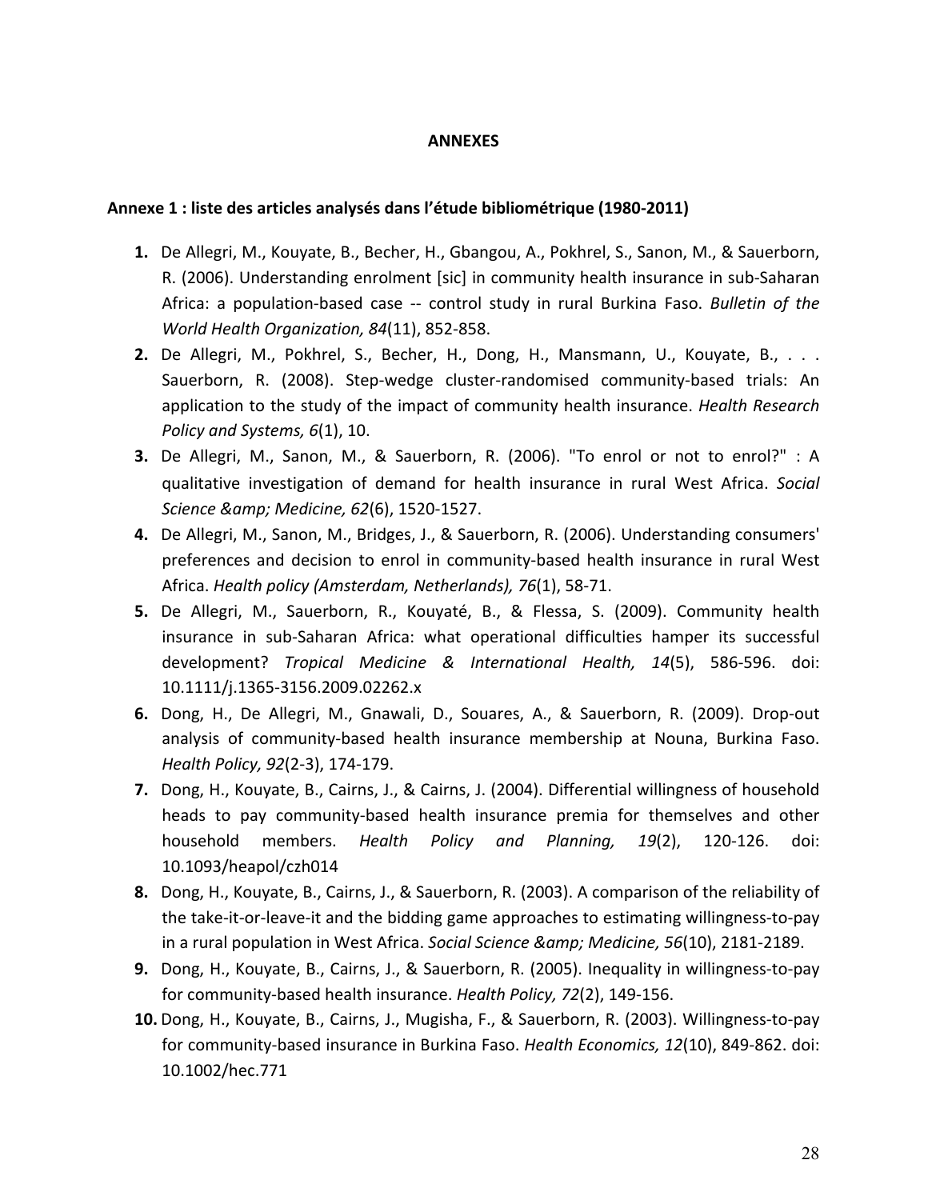**ANNEXES**

**Annexe 1 : liste des articles analysés dans l'étude bibliométrique (1980-2011)**

1. De Allegri, M., Kouyate, B., Becher, H., Gbangou, A., Pokhrel, S., Sanon, M., & Sauerborn, R. (2006). Understanding enrolment [sic] in community health insurance in sub-Saharan Africa: a population-based case -- control study in rural Burkina Faso. *Bulletin of the World Health Organization, 84*(11), 852-858.
2. De Allegri, M., Pokhrel, S., Becher, H., Dong, H., Mansmann, U., Kouyate, B., . . . Sauerborn, R. (2008). Step-wedge cluster-randomised community-based trials: An application to the study of the impact of community health insurance. *Health Research Policy and Systems, 6*(1), 10.
3. De Allegri, M., Sanon, M., & Sauerborn, R. (2006). "To enrol or not to enrol?" : A qualitative investigation of demand for health insurance in rural West Africa. *Social Science &amp; Medicine, 62*(6), 1520-1527.
4. De Allegri, M., Sanon, M., Bridges, J., & Sauerborn, R. (2006). Understanding consumers' preferences and decision to enrol in community-based health insurance in rural West Africa. *Health policy (Amsterdam, Netherlands), 76*(1), 58-71.
5. De Allegri, M., Sauerborn, R., Kouyaté, B., & Flessa, S. (2009). Community health insurance in sub-Saharan Africa: what operational difficulties hamper its successful development? *Tropical Medicine & International Health, 14*(5), 586-596. doi: 10.1111/j.1365-3156.2009.02262.x
6. Dong, H., De Allegri, M., Gnawali, D., Souares, A., & Sauerborn, R. (2009). Drop-out analysis of community-based health insurance membership at Nouna, Burkina Faso. *Health Policy, 92*(2-3), 174-179.
7. Dong, H., Kouyate, B., Cairns, J., & Cairns, J. (2004). Differential willingness of household heads to pay community-based health insurance premia for themselves and other household members. *Health Policy and Planning, 19*(2), 120-126. doi: 10.1093/heapol/czh014
8. Dong, H., Kouyate, B., Cairns, J., & Sauerborn, R. (2003). A comparison of the reliability of the take-it-or-leave-it and the bidding game approaches to estimating willingness-to-pay in a rural population in West Africa. *Social Science &amp; Medicine, 56*(10), 2181-2189.
9. Dong, H., Kouyate, B., Cairns, J., & Sauerborn, R. (2005). Inequality in willingness-to-pay for community-based health insurance. *Health Policy, 72*(2), 149-156.
10. Dong, H., Kouyate, B., Cairns, J., Mugisha, F., & Sauerborn, R. (2003). Willingness-to-pay for community-based insurance in Burkina Faso. *Health Economics, 12*(10), 849-862. doi: 10.1002/hec.771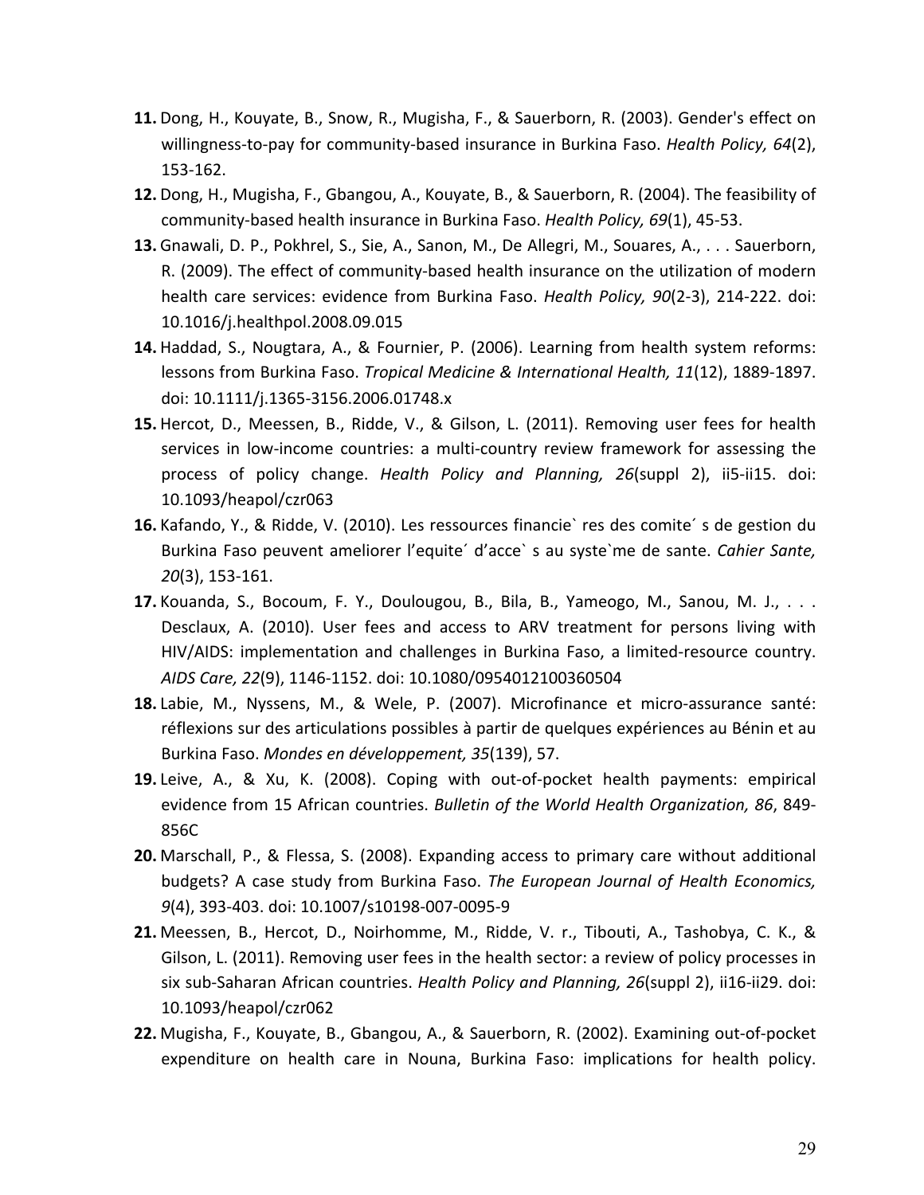11. Dong, H., Kouyate, B., Snow, R., Mugisha, F., & Sauerborn, R. (2003). Gender's effect on willingness-to-pay for community-based insurance in Burkina Faso. *Health Policy, 64*(2), 153-162.
12. Dong, H., Mugisha, F., Gbangou, A., Kouyate, B., & Sauerborn, R. (2004). The feasibility of community-based health insurance in Burkina Faso. *Health Policy, 69*(1), 45-53.
13. Gnawali, D. P., Pokhrel, S., Sie, A., Sanon, M., De Allegri, M., Souares, A., . . . Sauerborn, R. (2009). The effect of community-based health insurance on the utilization of modern health care services: evidence from Burkina Faso. *Health Policy, 90*(2-3), 214-222. doi: 10.1016/j.healthpol.2008.09.015
14. Haddad, S., Nougtara, A., & Fournier, P. (2006). Learning from health system reforms: lessons from Burkina Faso. *Tropical Medicine & International Health, 11*(12), 1889-1897. doi: 10.1111/j.1365-3156.2006.01748.x
15. Hercot, D., Meessen, B., Ridde, V., & Gilson, L. (2011). Removing user fees for health services in low-income countries: a multi-country review framework for assessing the process of policy change. *Health Policy and Planning, 26*(suppl 2), ii5-ii15. doi: 10.1093/heapol/czr063
16. Kafando, Y., & Ridde, V. (2010). Les ressources financie` res des comite´ s de gestion du Burkina Faso peuvent ameliorer l'equite´ d'acce` s au syste`me de sante. *Cahier Sante, 20*(3), 153-161.
17. Kouanda, S., Bocoum, F. Y., Doulougou, B., Bila, B., Yameogo, M., Sanou, M. J., . . . Desclaux, A. (2010). User fees and access to ARV treatment for persons living with HIV/AIDS: implementation and challenges in Burkina Faso, a limited-resource country. *AIDS Care, 22*(9), 1146-1152. doi: 10.1080/0954012100360504
18. Labie, M., Nyssens, M., & Wele, P. (2007). Microfinance et micro-assurance santé: réflexions sur des articulations possibles à partir de quelques expériences au Bénin et au Burkina Faso. *Mondes en développement, 35*(139), 57.
19. Leive, A., & Xu, K. (2008). Coping with out-of-pocket health payments: empirical evidence from 15 African countries. *Bulletin of the World Health Organization, 86*, 849-856C
20. Marschall, P., & Flessa, S. (2008). Expanding access to primary care without additional budgets? A case study from Burkina Faso. *The European Journal of Health Economics, 9*(4), 393-403. doi: 10.1007/s10198-007-0095-9
21. Meessen, B., Hercot, D., Noirhomme, M., Ridde, V. r., Tibouti, A., Tashobya, C. K., & Gilson, L. (2011). Removing user fees in the health sector: a review of policy processes in six sub-Saharan African countries. *Health Policy and Planning, 26*(suppl 2), ii16-ii29. doi: 10.1093/heapol/czr062
22. Mugisha, F., Kouyate, B., Gbangou, A., & Sauerborn, R. (2002). Examining out-of-pocket expenditure on health care in Nouna, Burkina Faso: implications for health policy.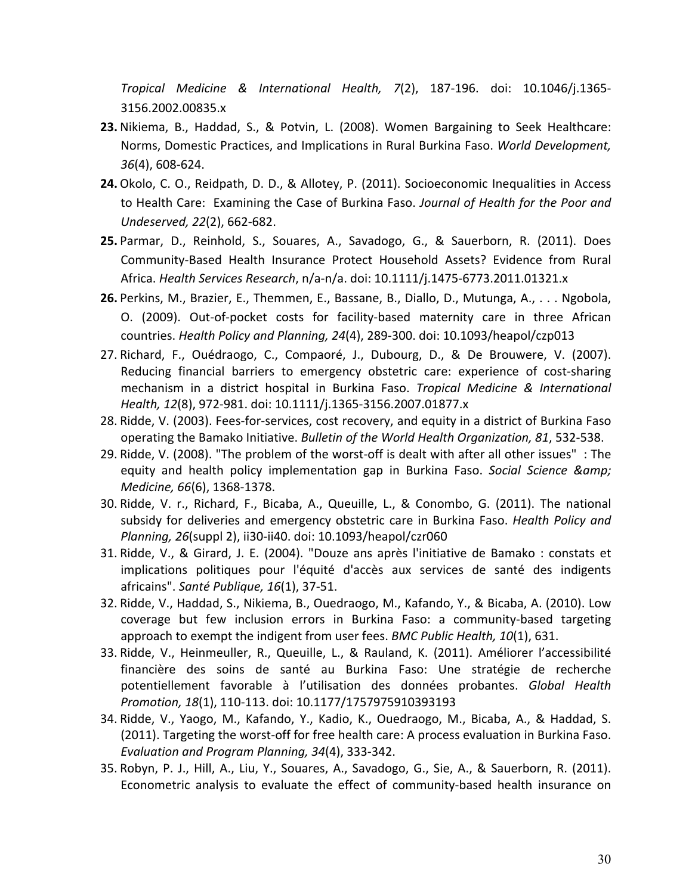*Tropical Medicine & International Health, 7*(2), 187-196. doi: 10.1046/j.1365-3156.2002.00835.x

**23.** Nikiema, B., Haddad, S., & Potvin, L. (2008). Women Bargaining to Seek Healthcare: Norms, Domestic Practices, and Implications in Rural Burkina Faso. *World Development, 36*(4), 608-624.

**24.** Okolo, C. O., Reidpath, D. D., & Allotey, P. (2011). Socioeconomic Inequalities in Access to Health Care: Examining the Case of Burkina Faso. *Journal of Health for the Poor and Undeserved, 22*(2), 662-682.

**25.** Parmar, D., Reinhold, S., Souares, A., Savadogo, G., & Sauerborn, R. (2011). Does Community-Based Health Insurance Protect Household Assets? Evidence from Rural Africa. *Health Services Research*, n/a-n/a. doi: 10.1111/j.1475-6773.2011.01321.x

**26.** Perkins, M., Brazier, E., Themmen, E., Bassane, B., Diallo, D., Mutunga, A., . . . Ngobola, O. (2009). Out-of-pocket costs for facility-based maternity care in three African countries. *Health Policy and Planning, 24*(4), 289-300. doi: 10.1093/heapol/czp013

27. Richard, F., Ouédraogo, C., Compaoré, J., Dubourg, D., & De Brouwere, V. (2007). Reducing financial barriers to emergency obstetric care: experience of cost-sharing mechanism in a district hospital in Burkina Faso. *Tropical Medicine & International Health, 12*(8), 972-981. doi: 10.1111/j.1365-3156.2007.01877.x

28. Ridde, V. (2003). Fees-for-services, cost recovery, and equity in a district of Burkina Faso operating the Bamako Initiative. *Bulletin of the World Health Organization, 81*, 532-538.

29. Ridde, V. (2008). "The problem of the worst-off is dealt with after all other issues" : The equity and health policy implementation gap in Burkina Faso. *Social Science &amp; Medicine, 66*(6), 1368-1378.

30. Ridde, V. r., Richard, F., Bicaba, A., Queuille, L., & Conombo, G. (2011). The national subsidy for deliveries and emergency obstetric care in Burkina Faso. *Health Policy and Planning, 26*(suppl 2), ii30-ii40. doi: 10.1093/heapol/czr060

31. Ridde, V., & Girard, J. E. (2004). "Douze ans après l'initiative de Bamako : constats et implications politiques pour l'équité d'accès aux services de santé des indigents africains". *Santé Publique, 16*(1), 37-51.

32. Ridde, V., Haddad, S., Nikiema, B., Ouedraogo, M., Kafando, Y., & Bicaba, A. (2010). Low coverage but few inclusion errors in Burkina Faso: a community-based targeting approach to exempt the indigent from user fees. *BMC Public Health, 10*(1), 631.

33. Ridde, V., Heinmeuller, R., Queuille, L., & Rauland, K. (2011). Améliorer l'accessibilité financière des soins de santé au Burkina Faso: Une stratégie de recherche potentiellement favorable à l'utilisation des données probantes. *Global Health Promotion, 18*(1), 110-113. doi: 10.1177/1757975910393193

34. Ridde, V., Yaogo, M., Kafando, Y., Kadio, K., Ouedraogo, M., Bicaba, A., & Haddad, S. (2011). Targeting the worst-off for free health care: A process evaluation in Burkina Faso. *Evaluation and Program Planning, 34*(4), 333-342.

35. Robyn, P. J., Hill, A., Liu, Y., Souares, A., Savadogo, G., Sie, A., & Sauerborn, R. (2011). Econometric analysis to evaluate the effect of community-based health insurance on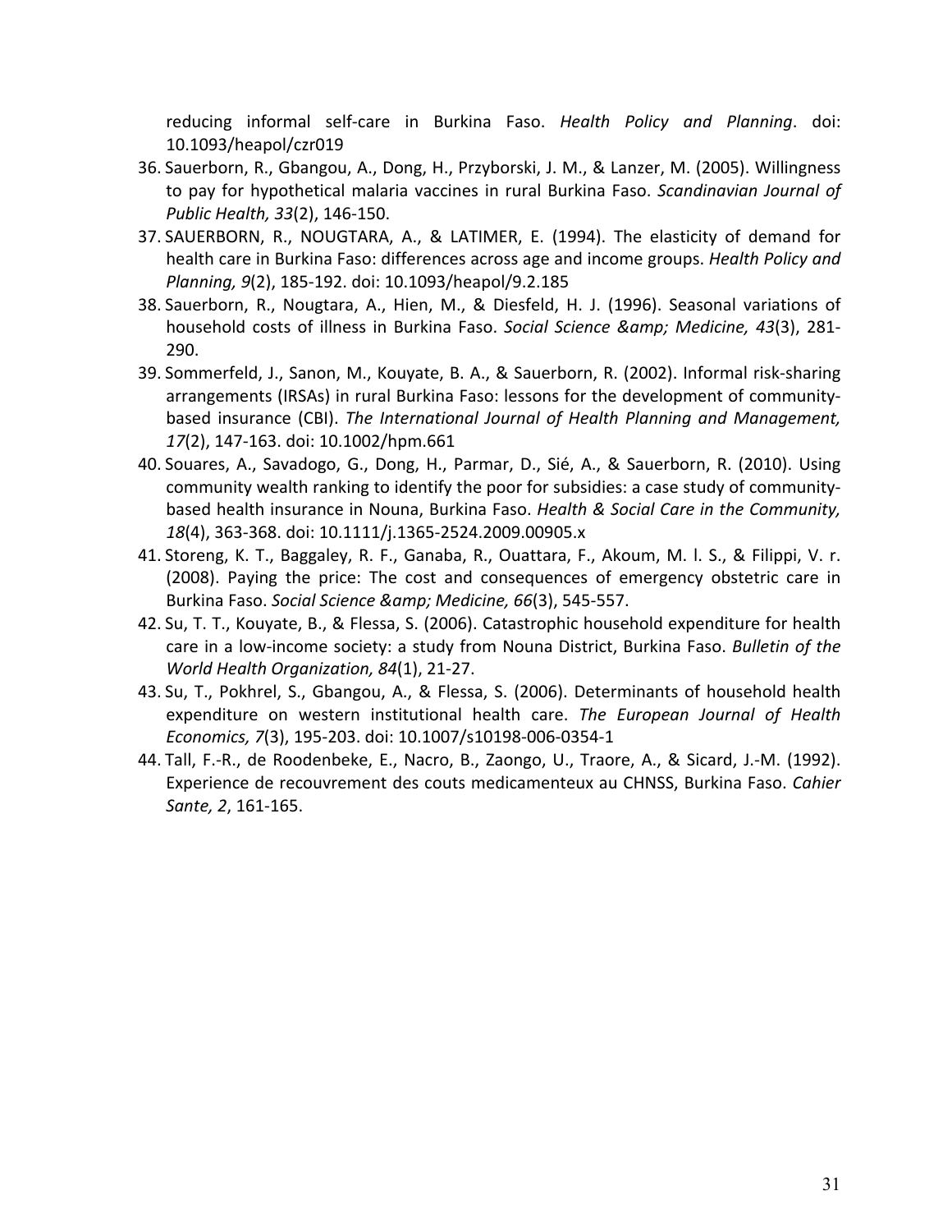reducing informal self-care in Burkina Faso. *Health Policy and Planning*. doi: 10.1093/heapol/czr019

36. Sauerborn, R., Gbangou, A., Dong, H., Przyborski, J. M., & Lanzer, M. (2005). Willingness to pay for hypothetical malaria vaccines in rural Burkina Faso. *Scandinavian Journal of Public Health, 33*(2), 146-150.
37. SAUERBORN, R., NOUGTARA, A., & LATIMER, E. (1994). The elasticity of demand for health care in Burkina Faso: differences across age and income groups. *Health Policy and Planning, 9*(2), 185-192. doi: 10.1093/heapol/9.2.185
38. Sauerborn, R., Nougtara, A., Hien, M., & Diesfeld, H. J. (1996). Seasonal variations of household costs of illness in Burkina Faso. *Social Science &amp; Medicine, 43*(3), 281-290.
39. Sommerfeld, J., Sanon, M., Kouyate, B. A., & Sauerborn, R. (2002). Informal risk-sharing arrangements (IRSAs) in rural Burkina Faso: lessons for the development of community-based insurance (CBI). *The International Journal of Health Planning and Management, 17*(2), 147-163. doi: 10.1002/hpm.661
40. Souares, A., Savadogo, G., Dong, H., Parmar, D., Sié, A., & Sauerborn, R. (2010). Using community wealth ranking to identify the poor for subsidies: a case study of community-based health insurance in Nouna, Burkina Faso. *Health & Social Care in the Community, 18*(4), 363-368. doi: 10.1111/j.1365-2524.2009.00905.x
41. Storeng, K. T., Baggaley, R. F., Ganaba, R., Ouattara, F., Akoum, M. l. S., & Filippi, V. r. (2008). Paying the price: The cost and consequences of emergency obstetric care in Burkina Faso. *Social Science &amp; Medicine, 66*(3), 545-557.
42. Su, T. T., Kouyate, B., & Flessa, S. (2006). Catastrophic household expenditure for health care in a low-income society: a study from Nouna District, Burkina Faso. *Bulletin of the World Health Organization, 84*(1), 21-27.
43. Su, T., Pokhrel, S., Gbangou, A., & Flessa, S. (2006). Determinants of household health expenditure on western institutional health care. *The European Journal of Health Economics, 7*(3), 195-203. doi: 10.1007/s10198-006-0354-1
44. Tall, F.-R., de Roodenbeke, E., Nacro, B., Zaongo, U., Traore, A., & Sicard, J.-M. (1992). Experience de recouvrement des couts medicamenteux au CHNSS, Burkina Faso. *Cahier Sante, 2*, 161-165.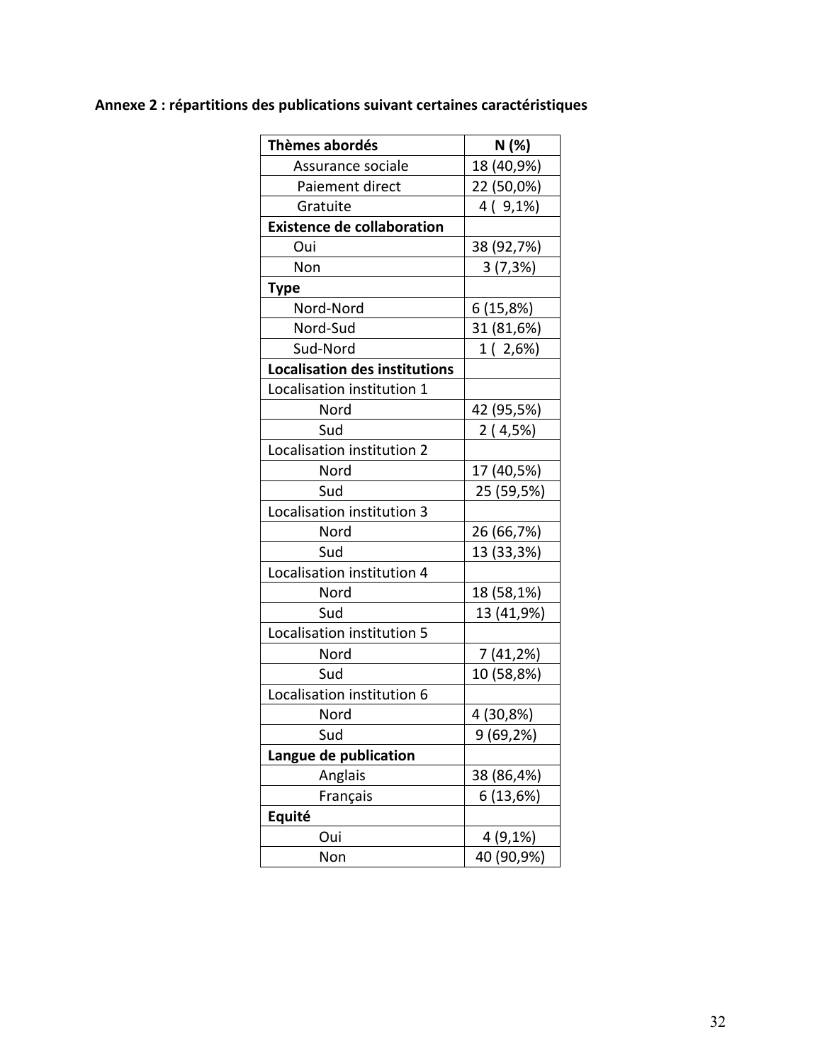**Annexe 2 : répartitions des publications suivant certaines caractéristiques**

| Thèmes abordés | N (%) |
|---|---|
| Assurance sociale | 18 (40,9%) |
| Paiement direct | 22 (50,0%) |
| Gratuite | 4 ( 9,1%) |
| **Existence de collaboration** | |
| Oui | 38 (92,7%) |
| Non | 3 (7,3%) |
| **Type** | |
| Nord-Nord | 6 (15,8%) |
| Nord-Sud | 31 (81,6%) |
| Sud-Nord | 1 ( 2,6%) |
| **Localisation des institutions** | |
| Localisation institution 1 | |
| Nord | 42 (95,5%) |
| Sud | 2 ( 4,5%) |
| Localisation institution 2 | |
| Nord | 17 (40,5%) |
| Sud | 25 (59,5%) |
| Localisation institution 3 | |
| Nord | 26 (66,7%) |
| Sud | 13 (33,3%) |
| Localisation institution 4 | |
| Nord | 18 (58,1%) |
| Sud | 13 (41,9%) |
| Localisation institution 5 | |
| Nord | 7 (41,2%) |
| Sud | 10 (58,8%) |
| Localisation institution 6 | |
| Nord | 4 (30,8%) |
| Sud | 9 (69,2%) |
| **Langue de publication** | |
| Anglais | 38 (86,4%) |
| Français | 6 (13,6%) |
| **Equité** | |
| Oui | 4 (9,1%) |
| Non | 40 (90,9%) |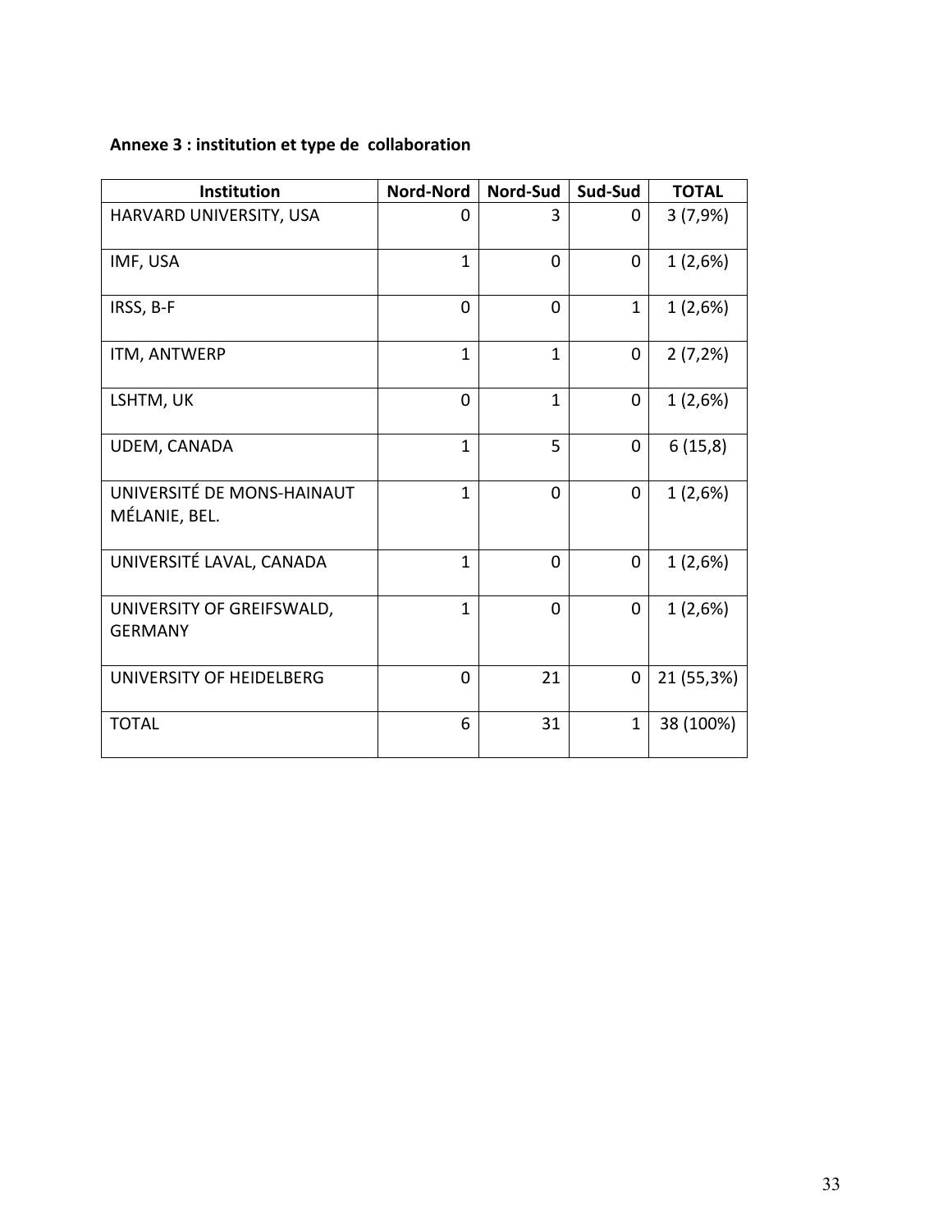**Annexe 3 : institution et type de collaboration**

| Institution | Nord-Nord | Nord-Sud | Sud-Sud | TOTAL |
|---|---|---|---|---|
| HARVARD UNIVERSITY, USA | 0 | 3 | 0 | 3 (7,9%) |
| IMF, USA | 1 | 0 | 0 | 1 (2,6%) |
| IRSS, B-F | 0 | 0 | 1 | 1 (2,6%) |
| ITM, ANTWERP | 1 | 1 | 0 | 2 (7,2%) |
| LSHTM, UK | 0 | 1 | 0 | 1 (2,6%) |
| UDEM, CANADA | 1 | 5 | 0 | 6 (15,8) |
| UNIVERSITÉ DE MONS-HAINAUT MÉLANIE, BEL. | 1 | 0 | 0 | 1 (2,6%) |
| UNIVERSITÉ LAVAL, CANADA | 1 | 0 | 0 | 1 (2,6%) |
| UNIVERSITY OF GREIFSWALD, GERMANY | 1 | 0 | 0 | 1 (2,6%) |
| UNIVERSITY OF HEIDELBERG | 0 | 21 | 0 | 21 (55,3%) |
| TOTAL | 6 | 31 | 1 | 38 (100%) |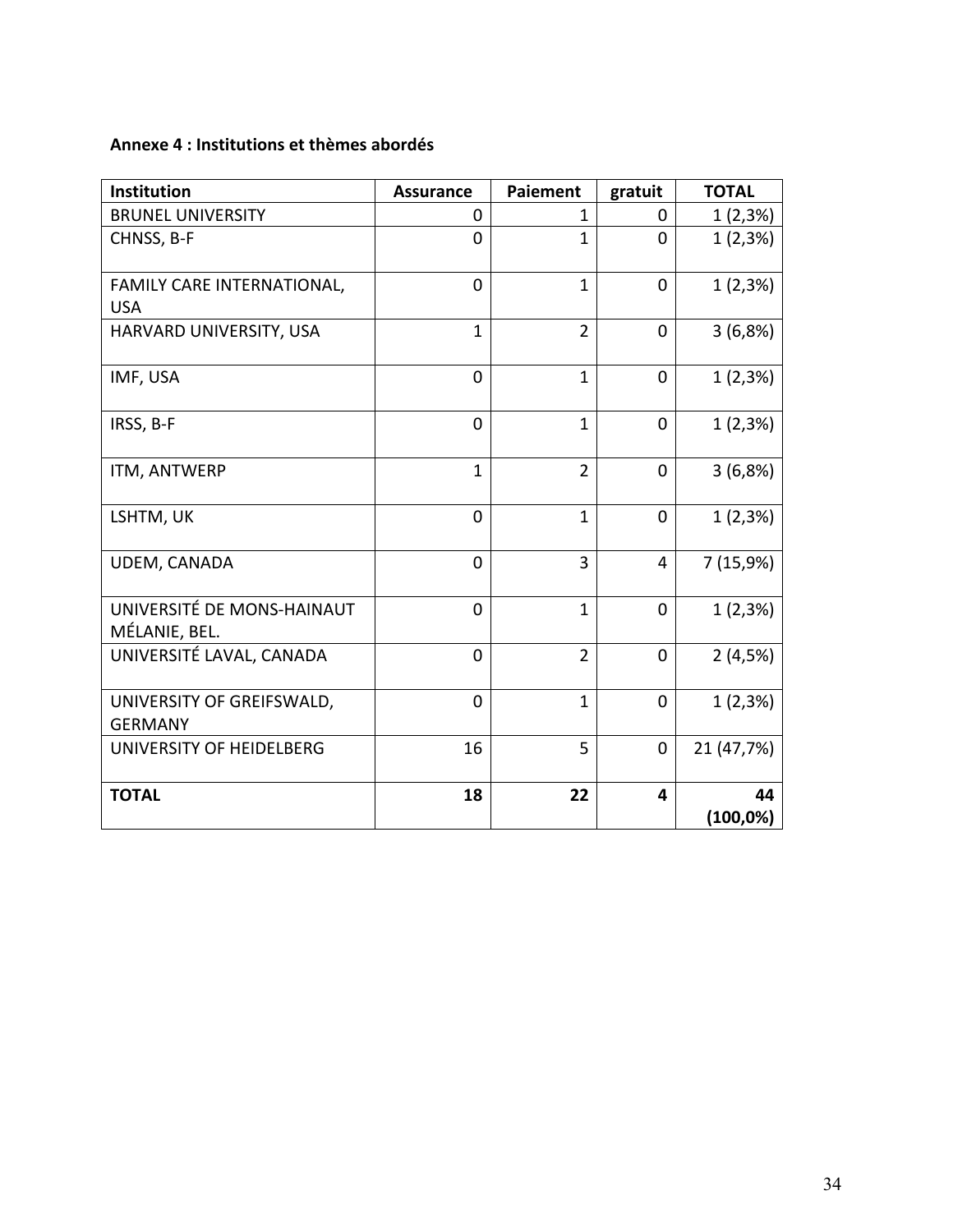**Annexe 4 : Institutions et thèmes abordés**

| Institution | Assurance | Paiement | gratuit | TOTAL |
|---|---|---|---|---|
| BRUNEL UNIVERSITY | 0 | 1 | 0 | 1 (2,3%) |
| CHNSS, B-F | 0 | 1 | 0 | 1 (2,3%) |
| FAMILY CARE INTERNATIONAL, USA | 0 | 1 | 0 | 1 (2,3%) |
| HARVARD UNIVERSITY, USA | 1 | 2 | 0 | 3 (6,8%) |
| IMF, USA | 0 | 1 | 0 | 1 (2,3%) |
| IRSS, B-F | 0 | 1 | 0 | 1 (2,3%) |
| ITM, ANTWERP | 1 | 2 | 0 | 3 (6,8%) |
| LSHTM, UK | 0 | 1 | 0 | 1 (2,3%) |
| UDEM, CANADA | 0 | 3 | 4 | 7 (15,9%) |
| UNIVERSITÉ DE MONS-HAINAUT MÉLANIE, BEL. | 0 | 1 | 0 | 1 (2,3%) |
| UNIVERSITÉ LAVAL, CANADA | 0 | 2 | 0 | 2 (4,5%) |
| UNIVERSITY OF GREIFSWALD, GERMANY | 0 | 1 | 0 | 1 (2,3%) |
| UNIVERSITY OF HEIDELBERG | 16 | 5 | 0 | 21 (47,7%) |
| **TOTAL** | **18** | **22** | **4** | **44 (100,0%)** |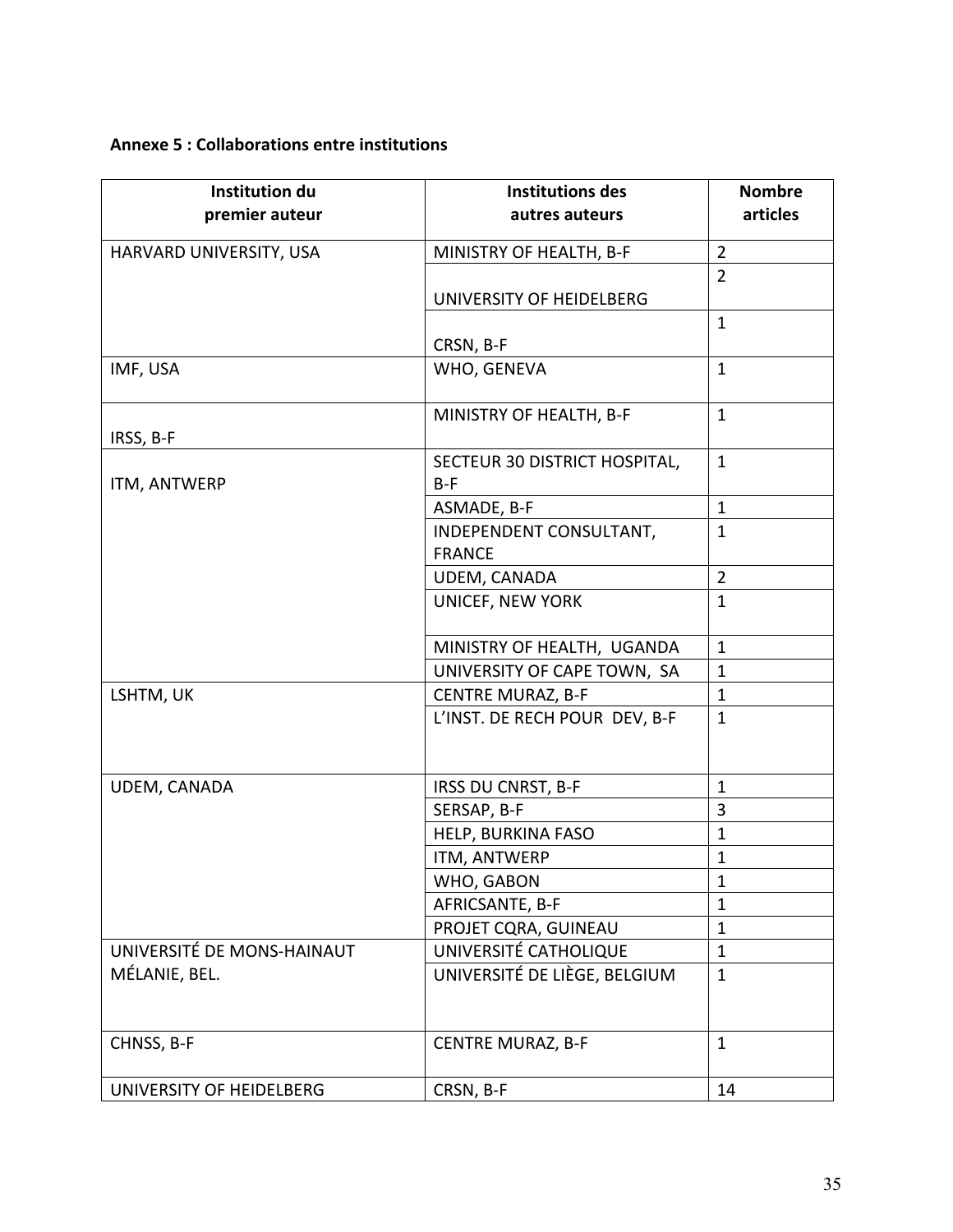**Annexe 5 : Collaborations entre institutions**

| Institution du premier auteur | Institutions des autres auteurs | Nombre articles |
|---|---|---|
| HARVARD UNIVERSITY, USA | MINISTRY OF HEALTH, B-F | 2 |
| | UNIVERSITY OF HEIDELBERG | 2 |
| | CRSN, B-F | 1 |
| IMF, USA | WHO, GENEVA | 1 |
| IRSS, B-F | MINISTRY OF HEALTH, B-F | 1 |
| ITM, ANTWERP | SECTEUR 30 DISTRICT HOSPITAL, B-F | 1 |
| | ASMADE, B-F | 1 |
| | INDEPENDENT CONSULTANT, FRANCE | 1 |
| | UDEM, CANADA | 2 |
| | UNICEF, NEW YORK | 1 |
| | MINISTRY OF HEALTH, UGANDA | 1 |
| | UNIVERSITY OF CAPE TOWN, SA | 1 |
| LSHTM, UK | CENTRE MURAZ, B-F | 1 |
| | L'INST. DE RECH POUR DEV, B-F | 1 |
| UDEM, CANADA | IRSS DU CNRST, B-F | 1 |
| | SERSAP, B-F | 3 |
| | HELP, BURKINA FASO | 1 |
| | ITM, ANTWERP | 1 |
| | WHO, GABON | 1 |
| | AFRICSANTE, B-F | 1 |
| | PROJET CQRA, GUINEAU | 1 |
| UNIVERSITÉ DE MONS-HAINAUT MÉLANIE, BEL. | UNIVERSITÉ CATHOLIQUE | 1 |
| | UNIVERSITÉ DE LIÈGE, BELGIUM | 1 |
| CHNSS, B-F | CENTRE MURAZ, B-F | 1 |
| UNIVERSITY OF HEIDELBERG | CRSN, B-F | 14 |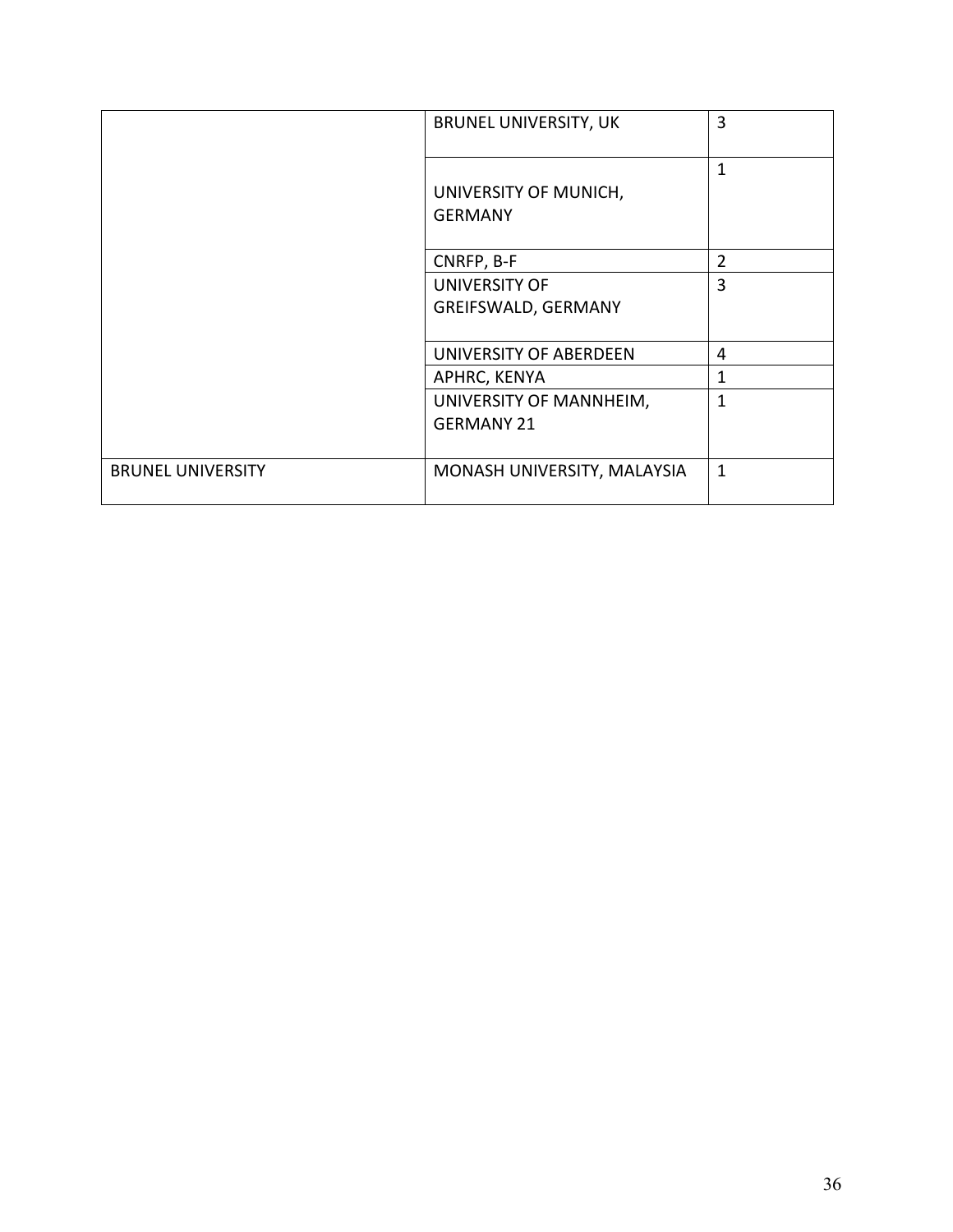| | | |
|---|---|---|
| | BRUNEL UNIVERSITY, UK | 3 |
| | UNIVERSITY OF MUNICH, GERMANY | 1 |
| | CNRFP, B-F | 2 |
| | UNIVERSITY OF GREIFSWALD, GERMANY | 3 |
| | UNIVERSITY OF ABERDEEN | 4 |
| | APHRC, KENYA | 1 |
| | UNIVERSITY OF MANNHEIM, GERMANY 21 | 1 |
| BRUNEL UNIVERSITY | MONASH UNIVERSITY, MALAYSIA | 1 |